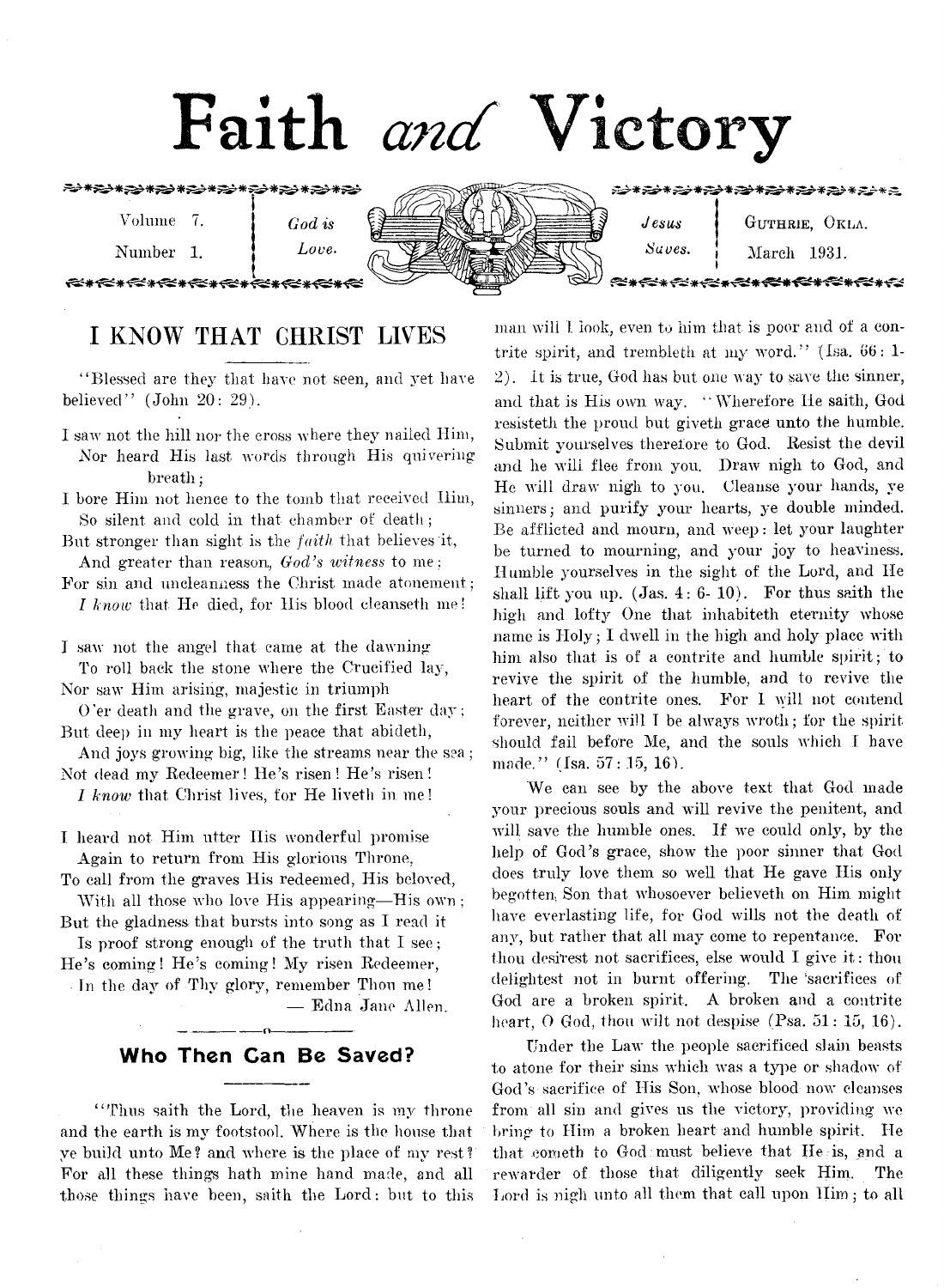# Faith and Victory

Volume 7. Number 1. *God is Love.* *Jesus Saves.* GUTHRIE, OKLA. March 1931.

## I KNOW THAT CHRIST LIVES

"Blessed are they that have not seen, and yet have believed" (John 20: 29).

I saw not the hill nor the cross where they nailed Him,
 Nor heard His last words through His quivering breath;
I bore Him not hence to the tomb that received Him,
 So silent and cold in that chamber of death;
But stronger than sight is the *faith* that believes it,
 And greater than reason, *God's witness* to me;
For sin and uncleanness the Christ made atonement;
 *I know* that He died, for His blood cleanseth me!

I saw not the angel that came at the dawning
 To roll back the stone where the Crucified lay,
Nor saw Him arising, majestic in triumph
 O'er death and the grave, on the first Easter day;
But deep in my heart is the peace that abideth,
 And joys growing big, like the streams near the sea;
Not dead my Redeemer! He's risen! He's risen!
 *I know* that Christ lives, for He liveth in me!

I heard not Him utter His wonderful promise
 Again to return from His glorious Throne,
To call from the graves His redeemed, His beloved,
 With all those who love His appearing—His own;
But the gladness that bursts into song as I read it
 Is proof strong enough of the truth that I see;
He's coming! He's coming! My risen Redeemer,
 In the day of Thy glory, remember Thou me!

— Edna Jane Allen.

## Who Then Can Be Saved?

"Thus saith the Lord, the heaven is my throne and the earth is my footstool. Where is the house that ye build unto Me? and where is the place of my rest? For all these things hath mine hand made, and all those things have been, saith the Lord: but to this man will I look, even to him that is poor and of a contrite spirit, and trembleth at my word." (Isa. 66: 1-2). It is true, God has but one way to save the sinner, and that is His own way. "Wherefore He saith, God resisteth the proud but giveth grace unto the humble. Submit yourselves therefore to God. Resist the devil and he will flee from you. Draw nigh to God, and He will draw nigh to you. Cleanse your hands, ye sinners; and purify your hearts, ye double minded. Be afflicted and mourn, and weep: let your laughter be turned to mourning, and your joy to heaviness. Humble yourselves in the sight of the Lord, and He shall lift you up. (Jas. 4: 6- 10). For thus saith the high and lofty One that inhabiteth eternity whose name is Holy; I dwell in the high and holy place with him also that is of a contrite and humble spirit; to revive the spirit of the humble, and to revive the heart of the contrite ones. For I will not contend forever, neither will I be always wroth; for the spirit should fail before Me, and the souls which I have made." (Isa. 57: 15, 16).

We can see by the above text that God made your precious souls and will revive the penitent, and will save the humble ones. If we could only, by the help of God's grace, show the poor sinner that God does truly love them so well that He gave His only begotten Son that whosoever believeth on Him might have everlasting life, for God wills not the death of any, but rather that all may come to repentance. For thou desirest not sacrifices, else would I give it: thou delightest not in burnt offering. The sacrifices of God are a broken spirit. A broken and a contrite heart, O God, thou wilt not despise (Psa. 51: 15, 16).

Under the Law the people sacrificed slain beasts to atone for their sins which was a type or shadow of God's sacrifice of His Son, whose blood now cleanses from all sin and gives us the victory, providing we bring to Him a broken heart and humble spirit. He that cometh to God must believe that He is, and a rewarder of those that diligently seek Him. The Lord is nigh unto all them that call upon Him; to all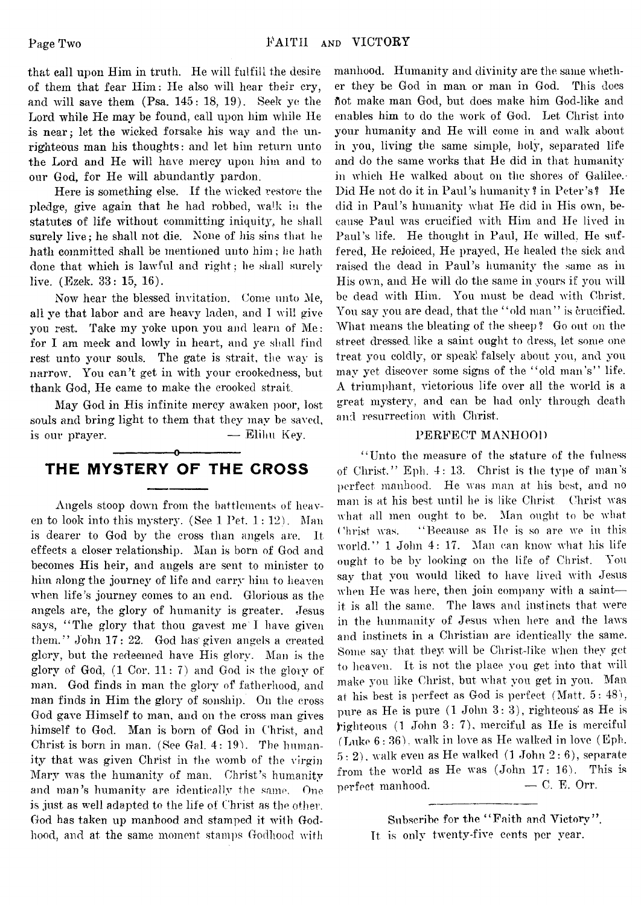that call upon Him in truth. He will fulfill the desire of them that fear Him: He also will hear their cry, and will save them (Psa. 145: 18, 19). Seek ye the Lord while He may be found, call upon him while He is near; let the wicked forsake his way and the unrighteous man his thoughts: and let him return unto the Lord and He will have mercy upon him and to our God, for He will abundantly pardon.

Here is something else. If the wicked restore the pledge, give again that he had robbed, walk in the statutes of life without committing iniquity, he shall surely live; he shall not die. None of his sins that he hath committed shall be mentioned unto him; he hath done that which is lawful and right; he shall surely live. (Ezek. 33: 15, 16).

Now hear the blessed invitation. Come unto Me, all ye that labor and are heavy laden, and I will give you rest. Take my yoke upon you and learn of Me: for I am meek and lowly in heart, and ye shall find rest unto your souls. The gate is strait, the way is narrow. You can't get in with your crookedness, but thank God, He came to make the crooked strait.

May God in His infinite mercy awaken poor, lost souls and bring light to them that they may be saved, is our prayer. — Elihu Key.

## THE MYSTERY OF THE CROSS

Angels stoop down from the battlements of heaven to look into this mystery. (See 1 Pet. 1: 12). Man is dearer to God by the cross than angels are. It effects a closer relationship. Man is born of God and becomes His heir, and angels are sent to minister to him along the journey of life and carry him to heaven when life's journey comes to an end. Glorious as the angels are, the glory of humanity is greater. Jesus says, "The glory that thou gavest me I have given them." John 17: 22. God has given angels a created glory, but the redeemed have His glory. Man is the glory of God, (1 Cor. 11: 7) and God is the glory of man. God finds in man the glory of fatherhood, and man finds in Him the glory of sonship. On the cross God gave Himself to man, and on the cross man gives himself to God. Man is born of God in Christ, and Christ is born in man. (See Gal. 4: 19). The humanity that was given Christ in the womb of the virgin Mary was the humanity of man. Christ's humanity and man's humanity are identically the same. One is just as well adapted to the life of Christ as the other. God has taken up manhood and stamped it with Godhood, and at the same moment stamps Godhood with manhood. Humanity and divinity are the same whether they be God in man or man in God. This does not make man God, but does make him God-like and enables him to do the work of God. Let Christ into your humanity and He will come in and walk about in you, living the same simple, holy, separated life and do the same works that He did in that humanity in which He walked about on the shores of Galilee. Did He not do it in Paul's humanity? in Peter's? He did in Paul's humanity what He did in His own, because Paul was crucified with Him and He lived in Paul's life. He thought in Paul, He willed, He suffered, He rejoiced, He prayed, He healed the sick and raised the dead in Paul's humanity the same as in His own, and He will do the same in yours if you will be dead with Him. You must be dead with Christ. You say you are dead, that the "old man" is crucified. What means the bleating of the sheep? Go out on the street dressed like a saint ought to dress, let some one treat you coldly, or speak falsely about you, and you may yet discover some signs of the "old man's" life. A triumphant, victorious life over all the world is a great mystery, and can be had only through death and resurrection with Christ.

### PERFECT MANHOOD

"Unto the measure of the stature of the fulness of Christ." Eph. 4: 13. Christ is the type of man's perfect manhood. He was man at his best, and no man is at his best until he is like Christ. Christ was what all men ought to be. Man ought to be what Christ was. "Because as He is so are we in this world." 1 John 4: 17. Man can know what his life ought to be by looking on the life of Christ. You say that you would liked to have lived with Jesus when He was here, then join company with a saint—it is all the same. The laws and instincts that were in the hunmanity of Jesus when here and the laws and instincts in a Christian are identically the same. Some say that they will be Christ-like when they get to heaven. It is not the place you get into that will make you like Christ, but what you get in you. Man at his best is perfect as God is perfect (Matt. 5: 48), pure as He is pure (1 John 3: 3), righteous as He is righteous (1 John 3: 7), merciful as He is merciful (Luke 6: 36), walk in love as He walked in love (Eph. 5: 2), walk even as He walked (1 John 2: 6), separate from the world as He was (John 17: 16). This is perfect manhood. — C. E. Orr.

---

Subscribe for the "Faith and Victory". It is only twenty-five cents per year.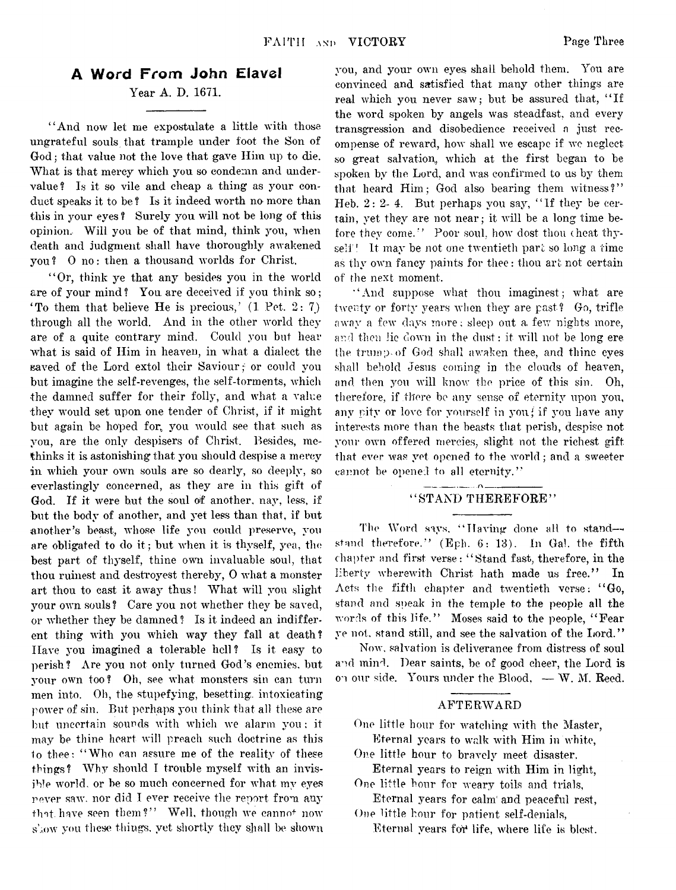## A Word From John Elavel

Year A. D. 1671.

"And now let me expostulate a little with those ungrateful souls that trample under foot the Son of God; that value not the love that gave Him up to die. What is that mercy which you so condemn and undervalue? Is it so vile and cheap a thing as your conduct speaks it to be? Is it indeed worth no more than this in your eyes? Surely you will not be long of this opinion. Will you be of that mind, think you, when death and judgment shall have thoroughly awakened you? O no: then a thousand worlds for Christ.

"Or, think ye that any besides you in the world are of your mind? You are deceived if you think so; 'To them that believe He is precious,' (1 Pet. 2: 7) through all the world. And in the other world they are of a quite contrary mind. Could you but hear what is said of Him in heaven, in what a dialect the saved of the Lord extol their Saviour; or could you but imagine the self-revenges, the self-torments, which the damned suffer for their folly, and what a value they would set upon one tender of Christ, if it might but again be hoped for, you would see that such as you, are the only despisers of Christ. Besides, methinks it is astonishing that you should despise a mercy in which your own souls are so dearly, so deeply, so everlastingly concerned, as they are in this gift of God. If it were but the soul of another, nay, less, if but the body of another, and yet less than that, if but another's beast, whose life you could preserve, you are obligated to do it; but when it is thyself, yea, the best part of thyself, thine own invaluable soul, that thou ruinest and destroyest thereby, O what a monster art thou to cast it away thus! What will you slight your own souls? Care you not whether they be saved, or whether they be damned? Is it indeed an indifferent thing with you which way they fall at death? Have you imagined a tolerable hell? Is it easy to perish? Are you not only turned God's enemies, but your own too? Oh, see what monsters sin can turn men into. Oh, the stupefying, besetting, intoxicating power of sin. But perhaps you think that all these are but uncertain sounds with which we alarm you: it may be thine heart will preach such doctrine as this to thee: "Who can assure me of the reality of these things? Why should I trouble myself with an invisible world, or be so much concerned for what my eyes never saw, nor did I ever receive the report from any that have seen them?" Well, though we cannot now show you these things, yet shortly they shall be shown you, and your own eyes shall behold them. You are convinced and satisfied that many other things are real which you never saw; but be assured that, "If the word spoken by angels was steadfast, and every transgression and disobedience received a just recompense of reward, how shall we escape if we neglect so great salvation, which at the first began to be spoken by the Lord, and was confirmed to us by them that heard Him; God also bearing them witness?" Heb. 2: 2- 4. But perhaps you say, "If they be certain, yet they are not near; it will be a long time before they come." Poor soul, how dost thou cheat thyself! It may be not one twentieth part so long a time as thy own fancy paints for thee: thou art not certain of the next moment.

"And suppose what thou imaginest; what are twenty or forty years when they are past? Go, trifle away a few days more; sleep out a few nights more, and then lie down in the dust: it will not be long ere the trump of God shall awaken thee, and thine eyes shall behold Jesus coming in the clouds of heaven, and then you will know the price of this sin. Oh, therefore, if there be any sense of eternity upon you, any pity or love for yourself in you; if you have any interests more than the beasts that perish, despise not your own offered mercies, slight not the richest gift that ever was yet opened to the world; and a sweeter cannot be opened to all eternity."

## "STAND THEREFORE"

The Word says, "Having done all to stand—stand therefore." (Eph. 6: 13). In Gal. the fifth chapter and first verse: "Stand fast, therefore, in the liberty wherewith Christ hath made us free." In Acts the fifth chapter and twentieth verse: "Go, stand and speak in the temple to the people all the words of this life." Moses said to the people, "Fear ye not, stand still, and see the salvation of the Lord."

Now, salvation is deliverance from distress of soul and mind. Dear saints, be of good cheer, the Lord is on our side. Yours under the Blood, — W. M. Reed.

## AFTERWARD

One little hour for watching with the Master,  
Eternal years to walk with Him in white,  
One little hour to bravely meet disaster,  
Eternal years to reign with Him in light,  
One little hour for weary toils and trials,  
Eternal years for calm and peaceful rest,  
One little hour for patient self-denials,  
Eternal years for life, where life is blest.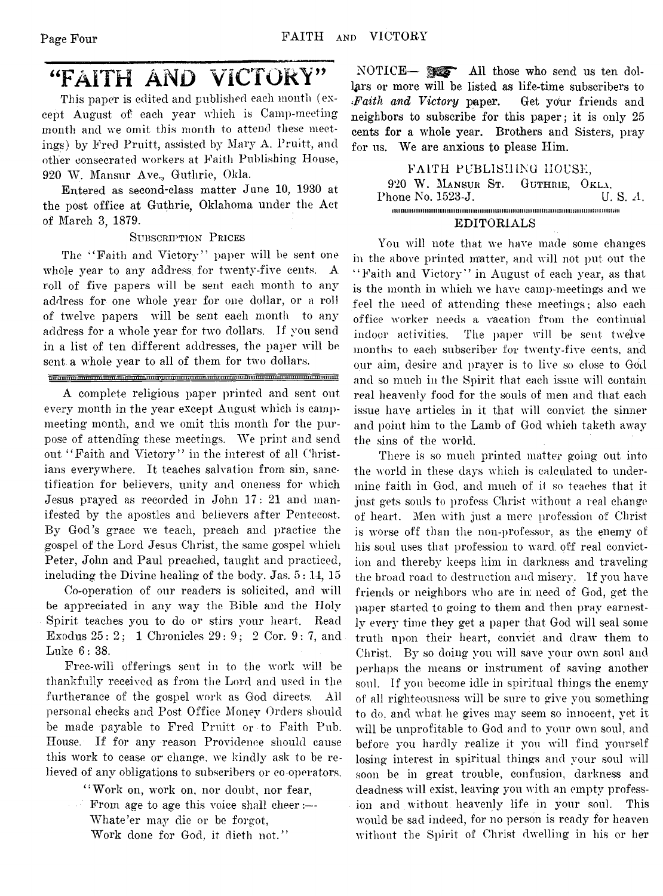# "FAITH AND VICTORY"

This paper is edited and published each month (except August of each year which is Camp-meeting month and we omit this month to attend these meetings) by Fred Pruitt, assisted by Mary A. Pruitt, and other consecrated workers at Faith Publishing House, 920 W. Mansur Ave., Guthrie, Okla.

Entered as second-class matter June 10, 1930 at the post office at Guthrie, Oklahoma under the Act of March 3, 1879.

### Subscription Prices

The "Faith and Victory" paper will be sent one whole year to any address for twenty-five cents. A roll of five papers will be sent each month to any address for one whole year for one dollar, or a roll of twelve papers will be sent each month to any address for a whole year for two dollars. If you send in a list of ten different addresses, the paper will be sent a whole year to all of them for two dollars.

---

A complete religious paper printed and sent out every month in the year except August which is camp-meeting month, and we omit this month for the purpose of attending these meetings. We print and send out "Faith and Victory" in the interest of all Christians everywhere. It teaches salvation from sin, sanctification for believers, unity and oneness for which Jesus prayed as recorded in John 17: 21 and manifested by the apostles and believers after Pentecost. By God's grace we teach, preach and practice the gospel of the Lord Jesus Christ, the same gospel which Peter, John and Paul preached, taught and practiced, including the Divine healing of the body. Jas. 5: 14, 15

Co-operation of our readers is solicited, and will be appreciated in any way the Bible and the Holy Spirit teaches you to do or stirs your heart. Read Exodus 25: 2; 1 Chronicles 29: 9; 2 Cor. 9: 7, and Luke 6: 38.

Free-will offerings sent in to the work will be thankfully received as from the Lord and used in the furtherance of the gospel work as God directs. All personal checks and Post Office Money Orders should be made payable to Fred Pruitt or to Faith Pub. House. If for any reason Providence should cause this work to cease or change, we kindly ask to be relieved of any obligations to subscribers or co-operators.

"Work on, work on, nor doubt, nor fear,
From age to age this voice shall cheer:—
Whate'er may die or be forgot,
Work done for God, it dieth not."

NOTICE— All those who send us ten dollars or more will be listed as life-time subscribers to *Faith and Victory* paper. Get your friends and neighbors to subscribe for this paper; it is only 25 cents for a whole year. Brothers and Sisters, pray for us. We are anxious to please Him.

FAITH PUBLISHING HOUSE,
920 W. Mansur St. Guthrie, Okla.
Phone No. 1523-J. U. S. A.

## EDITORIALS

You will note that we have made some changes in the above printed matter, and will not put out the "Faith and Victory" in August of each year, as that is the month in which we have camp-meetings and we feel the need of attending these meetings; also each office worker needs a vacation from the continual indoor activities. The paper will be sent twelve months to each subscriber for twenty-five cents, and our aim, desire and prayer is to live so close to God and so much in the Spirit that each issue will contain real heavenly food for the souls of men and that each issue have articles in it that will convict the sinner and point him to the Lamb of God which taketh away the sins of the world.

There is so much printed matter going out into the world in these days which is calculated to undermine faith in God, and much of it so teaches that it just gets souls to profess Christ without a real change of heart. Men with just a mere profession of Christ is worse off than the non-professor, as the enemy of his soul uses that profession to ward off real conviction and thereby keeps him in darkness and traveling the broad road to destruction and misery. If you have friends or neighbors who are in need of God, get the paper started to going to them and then pray earnestly every time they get a paper that God will seal some truth upon their heart, convict and draw them to Christ. By so doing you will save your own soul and perhaps the means or instrument of saving another soul. If you become idle in spiritual things the enemy of all righteousness will be sure to give you something to do, and what he gives may seem so innocent, yet it will be unprofitable to God and to your own soul, and before you hardly realize it you will find yourself losing interest in spiritual things and your soul will soon be in great trouble, confusion, darkness and deadness will exist, leaving you with an empty profession and without heavenly life in your soul. This would be sad indeed, for no person is ready for heaven without the Spirit of Christ dwelling in his or her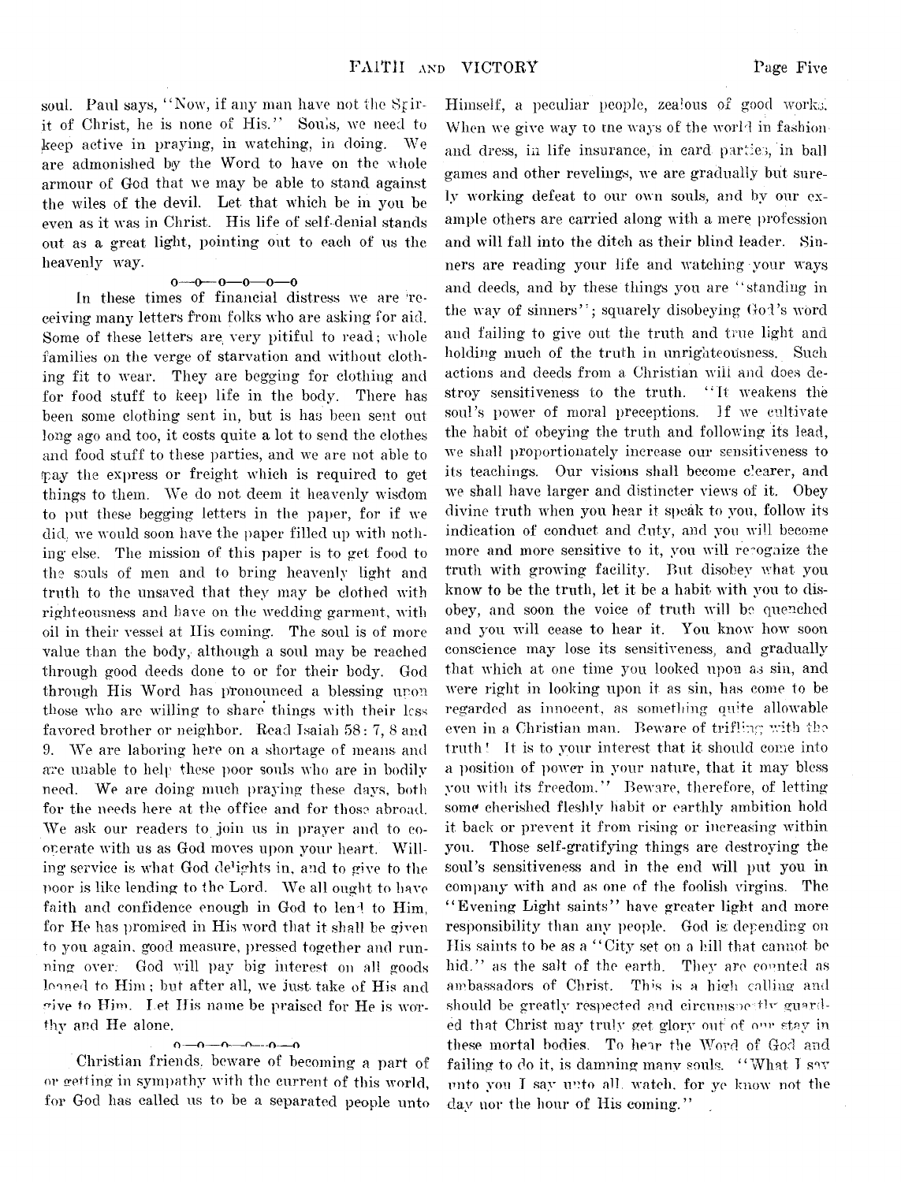soul. Paul says, "Now, if any man have not the Spirit of Christ, he is none of His." Souls, we need to keep active in praying, in watching, in doing. We are admonished by the Word to have on the whole armour of God that we may be able to stand against the wiles of the devil. Let that which be in you be even as it was in Christ. His life of self-denial stands out as a great light, pointing out to each of us the heavenly way.

o—o—o—o—o—o

In these times of financial distress we are receiving many letters from folks who are asking for aid. Some of these letters are very pitiful to read; whole families on the verge of starvation and without clothing fit to wear. They are begging for clothing and for food stuff to keep life in the body. There has been some clothing sent in, but is has been sent out long ago and too, it costs quite a lot to send the clothes and food stuff to these parties, and we are not able to pay the express or freight which is required to get things to them. We do not deem it heavenly wisdom to put these begging letters in the paper, for if we did, we would soon have the paper filled up with nothing else. The mission of this paper is to get food to the souls of men and to bring heavenly light and truth to the unsaved that they may be clothed with righteousness and have on the wedding garment, with oil in their vessel at His coming. The soul is of more value than the body, although a soul may be reached through good deeds done to or for their body. God through His Word has pronounced a blessing upon those who are willing to share things with their less favored brother or neighbor. Read Isaiah 58: 7, 8 and 9. We are laboring here on a shortage of means and are unable to help these poor souls who are in bodily need. We are doing much praying these days, both for the needs here at the office and for those abroad. We ask our readers to join us in prayer and to cooperate with us as God moves upon your heart. Willing service is what God delights in, and to give to the poor is like lending to the Lord. We all ought to have faith and confidence enough in God to lend to Him, for He has promised in His word that it shall be given to you again, good measure, pressed together and running over. God will pay big interest on all goods loaned to Him; but after all, we just take of His and give to Him. Let His name be praised for He is worthy and He alone.

o—o—o—o—o—o

Christian friends, beware of becoming a part of or getting in sympathy with the current of this world, for God has called us to be a separated people unto Himself, a peculiar people, zealous of good works. When we give way to the ways of the world in fashion and dress, in life insurance, in card parties, in ball games and other revelings, we are gradually but surely working defeat to our own souls, and by our example others are carried along with a mere profession and will fall into the ditch as their blind leader. Sinners are reading your life and watching your ways and deeds, and by these things you are "standing in the way of sinners"; squarely disobeying God's word and failing to give out the truth and true light and holding much of the truth in unrighteousness. Such actions and deeds from a Christian will and does destroy sensitiveness to the truth. "It weakens the soul's power of moral preceptions. If we cultivate the habit of obeying the truth and following its lead, we shall proportionately increase our sensitiveness to its teachings. Our visions shall become clearer, and we shall have larger and distincter views of it. Obey divine truth when you hear it speak to you, follow its indication of conduct and duty, and you will become more and more sensitive to it, you will recognize the truth with growing facility. But disobey what you know to be the truth, let it be a habit with you to disobey, and soon the voice of truth will be quenched and you will cease to hear it. You know how soon conscience may lose its sensitiveness, and gradually that which at one time you looked upon as sin, and were right in looking upon it as sin, has come to be regarded as innocent, as something quite allowable even in a Christian man. Beware of trifling with the truth! It is to your interest that it should come into a position of power in your nature, that it may bless you with its freedom." Beware, therefore, of letting some cherished fleshly habit or earthly ambition hold it back or prevent it from rising or increasing within you. Those self-gratifying things are destroying the soul's sensitiveness and in the end will put you in company with and as one of the foolish virgins. The "Evening Light saints" have greater light and more responsibility than any people. God is depending on His saints to be as a "City set on a hill that cannot be hid," as the salt of the earth. They are counted as ambassadors of Christ. This is a high calling and should be greatly respected and circumspectly guarded that Christ may truly get glory out of our stay in these mortal bodies. To hear the Word of God and failing to do it, is damning many souls. "What I say unto you I say unto all, watch, for ye know not the day nor the hour of His coming."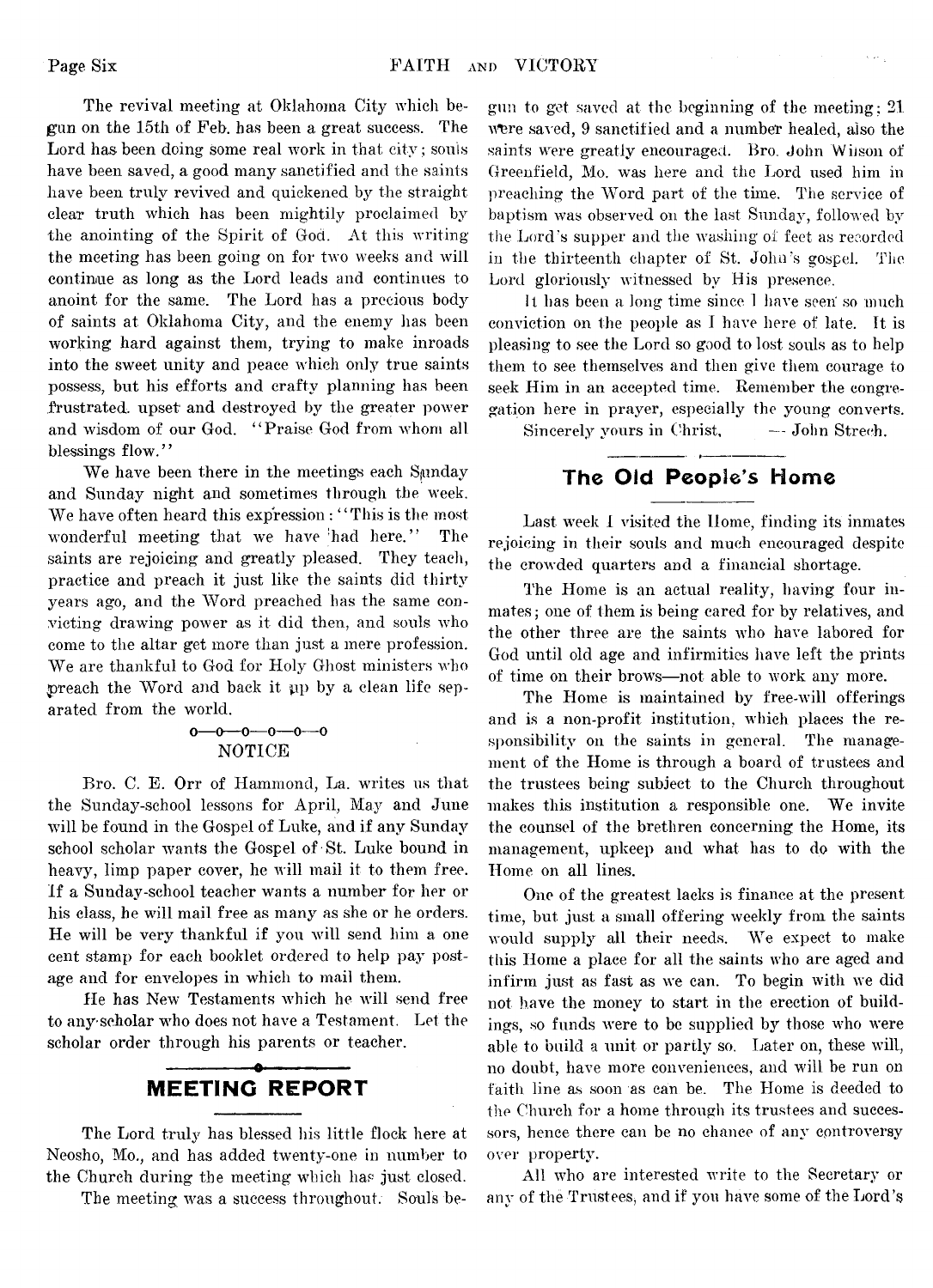The revival meeting at Oklahoma City which begun on the 15th of Feb. has been a great success. The Lord has been doing some real work in that city; souls have been saved, a good many sanctified and the saints have been truly revived and quickened by the straight clear truth which has been mightily proclaimed by the anointing of the Spirit of God. At this writing the meeting has been going on for two weeks and will continue as long as the Lord leads and continues to anoint for the same. The Lord has a precious body of saints at Oklahoma City, and the enemy has been working hard against them, trying to make inroads into the sweet unity and peace which only true saints possess, but his efforts and crafty planning has been frustrated, upset and destroyed by the greater power and wisdom of our God. "Praise God from whom all blessings flow."

We have been there in the meetings each Sunday and Sunday night and sometimes through the week. We have often heard this expression: "This is the most wonderful meeting that we have had here." The saints are rejoicing and greatly pleased. They teach, practice and preach it just like the saints did thirty years ago, and the Word preached has the same convicting drawing power as it did then, and souls who come to the altar get more than just a mere profession. We are thankful to God for Holy Ghost ministers who preach the Word and back it up by a clean life separated from the world.

o—o—o—o—o—o

NOTICE

Bro. C. E. Orr of Hammond, La. writes us that the Sunday-school lessons for April, May and June will be found in the Gospel of Luke, and if any Sunday school scholar wants the Gospel of St. Luke bound in heavy, limp paper cover, he will mail it to them free. If a Sunday-school teacher wants a number for her or his class, he will mail free as many as she or he orders. He will be very thankful if you will send him a one cent stamp for each booklet ordered to help pay postage and for envelopes in which to mail them.

He has New Testaments which he will send free to any scholar who does not have a Testament. Let the scholar order through his parents or teacher.

## MEETING REPORT

The Lord truly has blessed his little flock here at Neosho, Mo., and has added twenty-one in number to the Church during the meeting which has just closed.

The meeting was a success throughout. Souls begun to get saved at the beginning of the meeting; 21 were saved, 9 sanctified and a number healed, also the saints were greatly encouraged. Bro. John Wilson of Greenfield, Mo. was here and the Lord used him in preaching the Word part of the time. The service of baptism was observed on the last Sunday, followed by the Lord's supper and the washing of feet as recorded in the thirteenth chapter of St. John's gospel. The Lord gloriously witnessed by His presence.

It has been a long time since I have seen so much conviction on the people as I have here of late. It is pleasing to see the Lord so good to lost souls as to help them to see themselves and then give them courage to seek Him in an accepted time. Remember the congregation here in prayer, especially the young converts.

Sincerely yours in Christ, — John Strech.

## The Old People's Home

Last week I visited the Home, finding its inmates rejoicing in their souls and much encouraged despite the crowded quarters and a financial shortage.

The Home is an actual reality, having four inmates; one of them is being cared for by relatives, and the other three are the saints who have labored for God until old age and infirmities have left the prints of time on their brows—not able to work any more.

The Home is maintained by free-will offerings and is a non-profit institution, which places the responsibility on the saints in general. The management of the Home is through a board of trustees and the trustees being subject to the Church throughout makes this institution a responsible one. We invite the counsel of the brethren concerning the Home, its management, upkeep and what has to do with the Home on all lines.

One of the greatest lacks is finance at the present time, but just a small offering weekly from the saints would supply all their needs. We expect to make this Home a place for all the saints who are aged and infirm just as fast as we can. To begin with we did not have the money to start in the erection of buildings, so funds were to be supplied by those who were able to build a unit or partly so. Later on, these will, no doubt, have more conveniences, and will be run on faith line as soon as can be. The Home is deeded to the Church for a home through its trustees and successors, hence there can be no chance of any controversy over property.

All who are interested write to the Secretary or any of the Trustees, and if you have some of the Lord's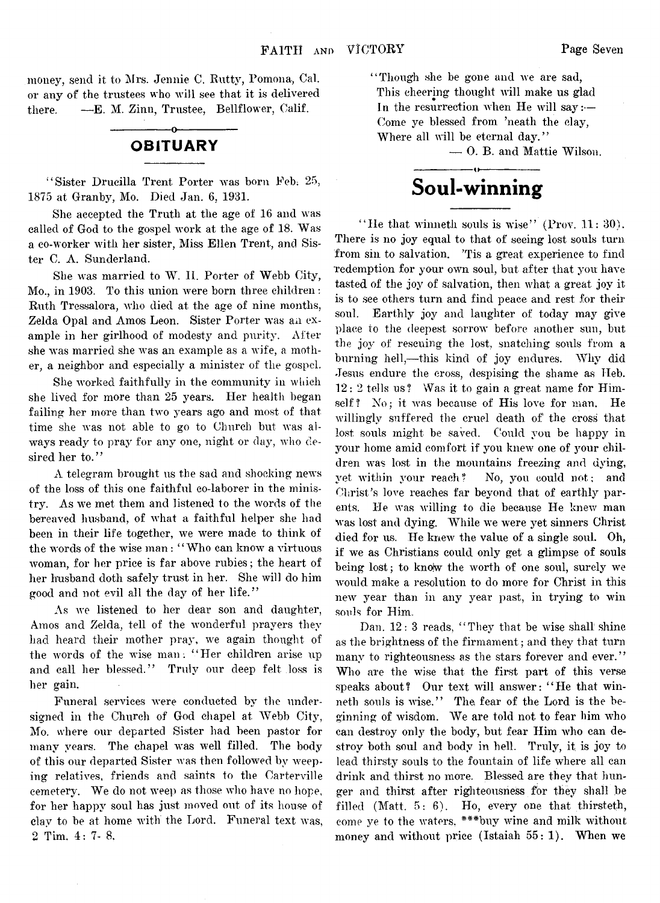money, send it to Mrs. Jennie C. Rutty, Pomona, Cal. or any of the trustees who will see that it is delivered there. —E. M. Zinn, Trustee, Bellflower, Calif.

## OBITUARY

"Sister Drucilla Trent Porter was born Feb. 25, 1875 at Granby, Mo. Died Jan. 6, 1931.

She accepted the Truth at the age of 16 and was called of God to the gospel work at the age of 18. Was a co-worker with her sister, Miss Ellen Trent, and Sister C. A. Sunderland.

She was married to W. H. Porter of Webb City, Mo., in 1903. To this union were born three children: Ruth Tressalora, who died at the age of nine months, Zelda Opal and Amos Leon. Sister Porter was an example in her girlhood of modesty and purity. After she was married she was an example as a wife, a mother, a neighbor and especially a minister of the gospel.

She worked faithfully in the community in which she lived for more than 25 years. Her health began failing her more than two years ago and most of that time she was not able to go to Church but was always ready to pray for any one, night or day, who desired her to."

A telegram brought us the sad and shocking news of the loss of this one faithful co-laborer in the ministry. As we met them and listened to the words of the bereaved husband, of what a faithful helper she had been in their life together, we were made to think of the words of the wise man: "Who can know a virtuous woman, for her price is far above rubies; the heart of her husband doth safely trust in her. She will do him good and not evil all the day of her life."

As we listened to her dear son and daughter, Amos and Zelda, tell of the wonderful prayers they had heard their mother pray, we again thought of the words of the wise man: "Her children arise up and call her blessed." Truly our deep felt loss is her gain.

Funeral services were conducted by the undersigned in the Church of God chapel at Webb City, Mo. where our departed Sister had been pastor for many years. The chapel was well filled. The body of this our departed Sister was then followed by weeping relatives, friends and saints to the Carterville cemetery. We do not weep as those who have no hope, for her happy soul has just moved out of its house of clay to be at home with the Lord. Funeral text was, 2 Tim. 4: 7- 8.

"Though she be gone and we are sad,
This cheering thought will make us glad
In the resurrection when He will say:—
Come ye blessed from 'neath the clay,
Where all will be eternal day."

— O. B. and Mattie Wilson.

## Soul-winning

"He that winneth souls is wise" (Prov. 11: 30). There is no joy equal to that of seeing lost souls turn from sin to salvation. 'Tis a great experience to find redemption for your own soul, but after that you have tasted of the joy of salvation, then what a great joy it is to see others turn and find peace and rest for their soul. Earthly joy and laughter of today may give place to the deepest sorrow before another sun, but the joy of rescuing the lost, snatching souls from a burning hell,—this kind of joy endures. Why did Jesus endure the cross, despising the shame as Heb. 12: 2 tells us? Was it to gain a great name for Himself? No; it was because of His love for man. He willingly suffered the cruel death of the cross that lost souls might be saved. Could you be happy in your home amid comfort if you knew one of your children was lost in the mountains freezing and dying, yet within your reach? No, you could not; and Christ's love reaches far beyond that of earthly parents. He was willing to die because He knew man was lost and dying. While we were yet sinners Christ died for us. He knew the value of a single soul. Oh, if we as Christians could only get a glimpse of souls being lost; to know the worth of one soul, surely we would make a resolution to do more for Christ in this new year than in any year past, in trying to win souls for Him.

Dan. 12: 3 reads, "They that be wise shall shine as the brightness of the firmament; and they that turn many to righteousness as the stars forever and ever." Who are the wise that the first part of this verse speaks about? Our text will answer: "He that winneth souls is wise." The fear of the Lord is the beginning of wisdom. We are told not to fear him who can destroy only the body, but fear Him who can destroy both soul and body in hell. Truly, it is joy to lead thirsty souls to the fountain of life where all can drink and thirst no more. Blessed are they that hunger and thirst after righteousness for they shall be filled (Matt. 5: 6). Ho, every one that thirsteth, come ye to the waters, ***buy wine and milk without money and without price (Istaiah 55: 1). When we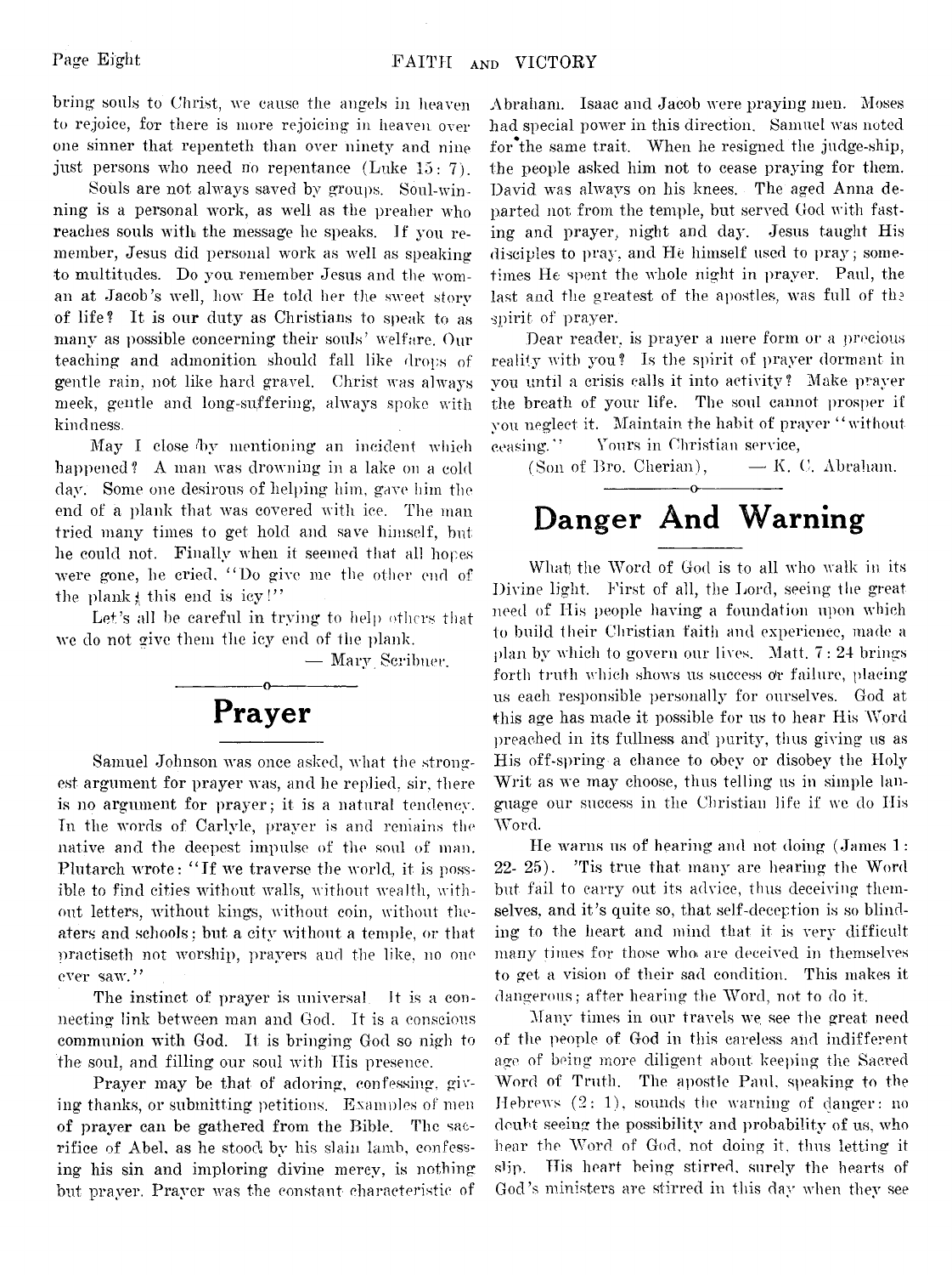bring souls to Christ, we cause the angels in heaven to rejoice, for there is more rejoicing in heaven over one sinner that repenteth than over ninety and nine just persons who need no repentance (Luke 15: 7).

Souls are not always saved by groups. Soul-winning is a personal work, as well as the preaher who reaches souls with the message he speaks. If you remember, Jesus did personal work as well as speaking to multitudes. Do you remember Jesus and the woman at Jacob's well, how He told her the sweet story of life? It is our duty as Christians to speak to as many as possible concerning their souls' welfare. Our teaching and admonition should fall like drops of gentle rain, not like hard gravel. Christ was always meek, gentle and long-suffering, always spoke with kindness.

May I close by mentioning an incident which happened? A man was drowning in a lake on a cold day. Some one desirous of helping him, gave him the end of a plank that was covered with ice. The man tried many times to get hold and save himself, but he could not. Finally when it seemed that all hopes were gone, he cried, "Do give me the other end of the plank; this end is icy!"

Let's all be careful in trying to help others that we do not give them the icy end of the plank.

— Mary Scribner.

# Prayer

Samuel Johnson was once asked, what the strongest argument for prayer was, and he replied, sir, there is no argument for prayer; it is a natural tendency. In the words of Carlyle, prayer is and remains the native and the deepest impulse of the soul of man. Plutarch wrote: "If we traverse the world, it is possible to find cities without walls, without wealth, without letters, without kings, without coin, without theaters and schools; but a city without a temple, or that practiseth not worship, prayers and the like, no one ever saw."

The instinct of prayer is universal. It is a connecting link between man and God. It is a conscious communion with God. It is bringing God so nigh to the soul, and filling our soul with His presence.

Prayer may be that of adoring, confessing, giving thanks, or submitting petitions. Examples of men of prayer can be gathered from the Bible. The sacrifice of Abel, as he stood by his slain lamb, confessing his sin and imploring divine mercy, is nothing but prayer. Prayer was the constant characteristic of Abraham. Isaac and Jacob were praying men. Moses had special power in this direction. Samuel was noted for the same trait. When he resigned the judge-ship, the people asked him not to cease praying for them. David was always on his knees. The aged Anna departed not from the temple, but served God with fasting and prayer, night and day. Jesus taught His disciples to pray, and He himself used to pray; sometimes He spent the whole night in prayer. Paul, the last and the greatest of the apostles, was full of the spirit of prayer.

Dear reader, is prayer a mere form or a precious reality with you? Is the spirit of prayer dormant in you until a crisis calls it into activity? Make prayer the breath of your life. The soul cannot prosper if you neglect it. Maintain the habit of prayer "without ceasing." Yours in Christian service,

(Son of Bro. Cherian), — K. C. Abraham.

# Danger And Warning

What the Word of God is to all who walk in its Divine light. First of all, the Lord, seeing the great need of His people having a foundation upon which to build their Christian faith and experience, made a plan by which to govern our lives. Matt. 7: 24 brings forth truth which shows us success or failure, placing us each responsible personally for ourselves. God at this age has made it possible for us to hear His Word preached in its fullness and purity, thus giving us as His off-spring a chance to obey or disobey the Holy Writ as we may choose, thus telling us in simple language our success in the Christian life if we do His Word.

He warns us of hearing and not doing (James 1: 22- 25). 'Tis true that many are hearing the Word but fail to carry out its advice, thus deceiving themselves, and it's quite so, that self-deception is so blinding to the heart and mind that it is very difficult many times for those who are deceived in themselves to get a vision of their sad condition. This makes it dangerous; after hearing the Word, not to do it.

Many times in our travels we see the great need of the people of God in this careless and indifferent age of being more diligent about keeping the Sacred Word of Truth. The apostle Paul, speaking to the Hebrews (2: 1), sounds the warning of danger: no doubt seeing the possibility and probability of us, who hear the Word of God, not doing it, thus letting it slip. His heart being stirred, surely the hearts of God's ministers are stirred in this day when they see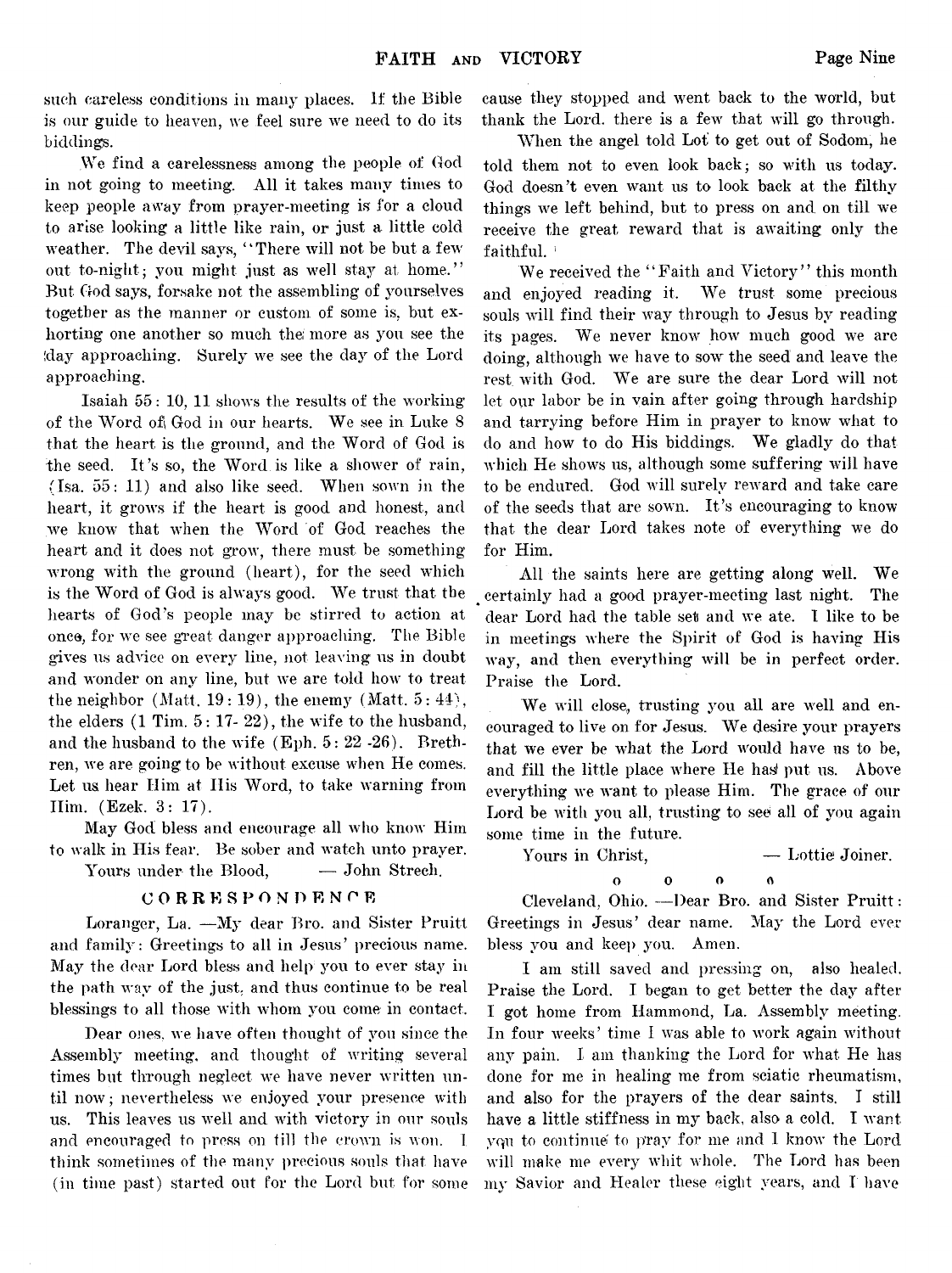such careless conditions in many places. If the Bible is our guide to heaven, we feel sure we need to do its biddings.

We find a carelessness among the people of God in not going to meeting. All it takes many times to keep people away from prayer-meeting is for a cloud to arise looking a little like rain, or just a little cold weather. The devil says, "There will not be but a few out to-night; you might just as well stay at home." But God says, forsake not the assembling of yourselves together as the manner or custom of some is, but exhorting one another so much the more as you see the day approaching. Surely we see the day of the Lord approaching.

Isaiah 55: 10, 11 shows the results of the working of the Word of God in our hearts. We see in Luke 8 that the heart is the ground, and the Word of God is the seed. It's so, the Word is like a shower of rain, (Isa. 55: 11) and also like seed. When sown in the heart, it grows if the heart is good and honest, and we know that when the Word of God reaches the heart and it does not grow, there must be something wrong with the ground (heart), for the seed which is the Word of God is always good. We trust that the hearts of God's people may be stirred to action at once, for we see great danger approaching. The Bible gives us advice on every line, not leaving us in doubt and wonder on any line, but we are told how to treat the neighbor (Matt. 19: 19), the enemy (Matt. 5: 44), the elders (1 Tim. 5: 17- 22), the wife to the husband, and the husband to the wife (Eph. 5: 22 -26). Brethren, we are going to be without excuse when He comes. Let us hear Him at His Word, to take warning from Him. (Ezek. 3: 17).

May God bless and encourage all who know Him to walk in His fear. Be sober and watch unto prayer.

Yours under the Blood, — John Strech.

## CORRESPONDENCE

Loranger, La. —My dear Bro. and Sister Pruitt and family: Greetings to all in Jesus' precious name. May the dear Lord bless and help you to ever stay in the path way of the just, and thus continue to be real blessings to all those with whom you come in contact.

Dear ones, we have often thought of you since the Assembly meeting, and thought of writing several times but through neglect we have never written until now; nevertheless we enjoyed your presence with us. This leaves us well and with victory in our souls and encouraged to press on till the crown is won. I think sometimes of the many precious souls that have (in time past) started out for the Lord but for some cause they stopped and went back to the world, but thank the Lord. there is a few that will go through.

When the angel told Lot to get out of Sodom, he told them not to even look back; so with us today. God doesn't even want us to look back at the filthy things we left behind, but to press on and on till we receive the great reward that is awaiting only the faithful.

We received the "Faith and Victory" this month and enjoyed reading it. We trust some precious souls will find their way through to Jesus by reading its pages. We never know how much good we are doing, although we have to sow the seed and leave the rest with God. We are sure the dear Lord will not let our labor be in vain after going through hardship and tarrying before Him in prayer to know what to do and how to do His biddings. We gladly do that which He shows us, although some suffering will have to be endured. God will surely reward and take care of the seeds that are sown. It's encouraging to know that the dear Lord takes note of everything we do for Him.

All the saints here are getting along well. We certainly had a good prayer-meeting last night. The dear Lord had the table set and we ate. I like to be in meetings where the Spirit of God is having His way, and then everything will be in perfect order. Praise the Lord.

We will close, trusting you all are well and encouraged to live on for Jesus. We desire your prayers that we ever be what the Lord would have us to be, and fill the little place where He has put us. Above everything we want to please Him. The grace of our Lord be with you all, trusting to see all of you again some time in the future.

Yours in Christ, — Lottie Joiner.

o o o o

Cleveland, Ohio. —Dear Bro. and Sister Pruitt: Greetings in Jesus' dear name. May the Lord ever bless you and keep you. Amen.

I am still saved and pressing on, also healed. Praise the Lord. I began to get better the day after I got home from Hammond, La. Assembly meeting. In four weeks' time I was able to work again without any pain. I am thanking the Lord for what He has done for me in healing me from sciatic rheumatism, and also for the prayers of the dear saints. I still have a little stiffness in my back, also a cold. I want you to continue to pray for me and I know the Lord will make me every whit whole. The Lord has been my Savior and Healer these eight years, and I have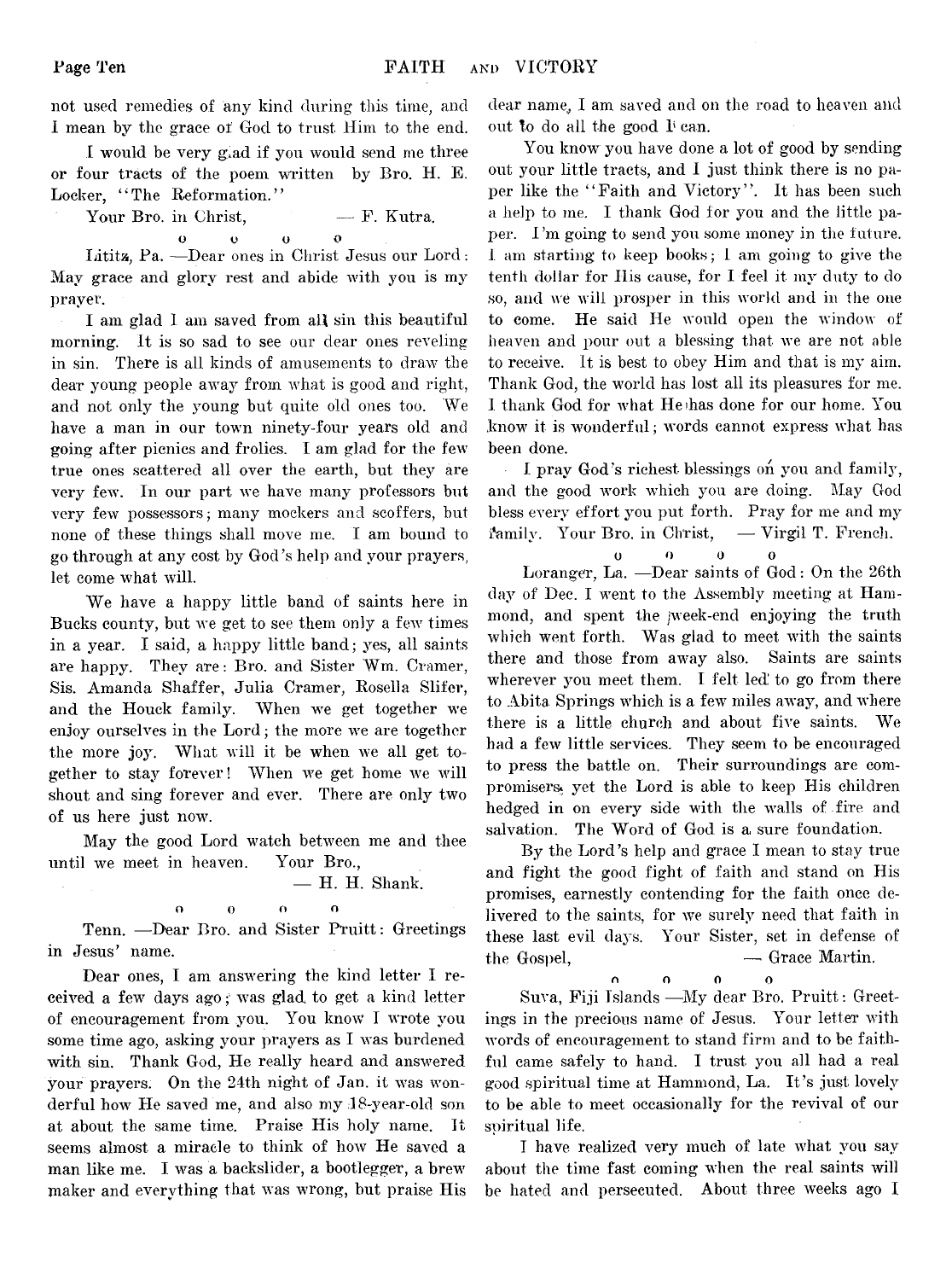not used remedies of any kind during this time, and I mean by the grace of God to trust Him to the end.

I would be very glad if you would send me three or four tracts of the poem written by Bro. H. E. Locker, "The Reformation."

Your Bro. in Christ, — F. Kutra.

o o o o

Lititz, Pa. —Dear ones in Christ Jesus our Lord: May grace and glory rest and abide with you is my prayer.

I am glad I am saved from all sin this beautiful morning. It is so sad to see our dear ones reveling in sin. There is all kinds of amusements to draw the dear young people away from what is good and right, and not only the young but quite old ones too. We have a man in our town ninety-four years old and going after picnics and frolics. I am glad for the few true ones scattered all over the earth, but they are very few. In our part we have many professors but very few possessors; many mockers and scoffers, but none of these things shall move me. I am bound to go through at any cost by God's help and your prayers, let come what will.

We have a happy little band of saints here in Bucks county, but we get to see them only a few times in a year. I said, a happy little band; yes, all saints are happy. They are: Bro. and Sister Wm. Cramer, Sis. Amanda Shaffer, Julia Cramer, Rosella Slifer, and the Houck family. When we get together we enjoy ourselves in the Lord; the more we are together the more joy. What will it be when we all get together to stay forever! When we get home we will shout and sing forever and ever. There are only two of us here just now.

May the good Lord watch between me and thee until we meet in heaven. Your Bro.,

— H. H. Shank.

o o o o

Tenn. —Dear Bro. and Sister Pruitt: Greetings in Jesus' name.

Dear ones, I am answering the kind letter I received a few days ago; was glad to get a kind letter of encouragement from you. You know I wrote you some time ago, asking your prayers as I was burdened with sin. Thank God, He really heard and answered your prayers. On the 24th night of Jan. it was wonderful how He saved me, and also my 18-year-old son at about the same time. Praise His holy name. It seems almost a miracle to think of how He saved a man like me. I was a backslider, a bootlegger, a brew maker and everything that was wrong, but praise His dear name, I am saved and on the road to heaven and out to do all the good I can.

You know you have done a lot of good by sending out your little tracts, and I just think there is no paper like the "Faith and Victory". It has been such a help to me. I thank God for you and the little paper. I'm going to send you some money in the future. I am starting to keep books; I am going to give the tenth dollar for His cause, for I feel it my duty to do so, and we will prosper in this world and in the one to come. He said He would open the window of heaven and pour out a blessing that we are not able to receive. It is best to obey Him and that is my aim. Thank God, the world has lost all its pleasures for me. I thank God for what He has done for our home. You know it is wonderful; words cannot express what has been done.

I pray God's richest blessings on you and family, and the good work which you are doing. May God bless every effort you put forth. Pray for me and my family. Your Bro. in Christ, — Virgil T. French.

o o o o

Loranger, La. —Dear saints of God: On the 26th day of Dec. I went to the Assembly meeting at Hammond, and spent the week-end enjoying the truth which went forth. Was glad to meet with the saints there and those from away also. Saints are saints wherever you meet them. I felt led to go from there to Abita Springs which is a few miles away, and where there is a little church and about five saints. We had a few little services. They seem to be encouraged to press the battle on. Their surroundings are compromisers, yet the Lord is able to keep His children hedged in on every side with the walls of fire and salvation. The Word of God is a sure foundation.

By the Lord's help and grace I mean to stay true and fight the good fight of faith and stand on His promises, earnestly contending for the faith once delivered to the saints, for we surely need that faith in these last evil days. Your Sister, set in defense of the Gospel, — Grace Martin.

o o o o

Suva, Fiji Islands —My dear Bro. Pruitt: Greetings in the precious name of Jesus. Your letter with words of encouragement to stand firm and to be faithful came safely to hand. I trust you all had a real good spiritual time at Hammond, La. It's just lovely to be able to meet occasionally for the revival of our spiritual life.

I have realized very much of late what you say about the time fast coming when the real saints will be hated and persecuted. About three weeks ago I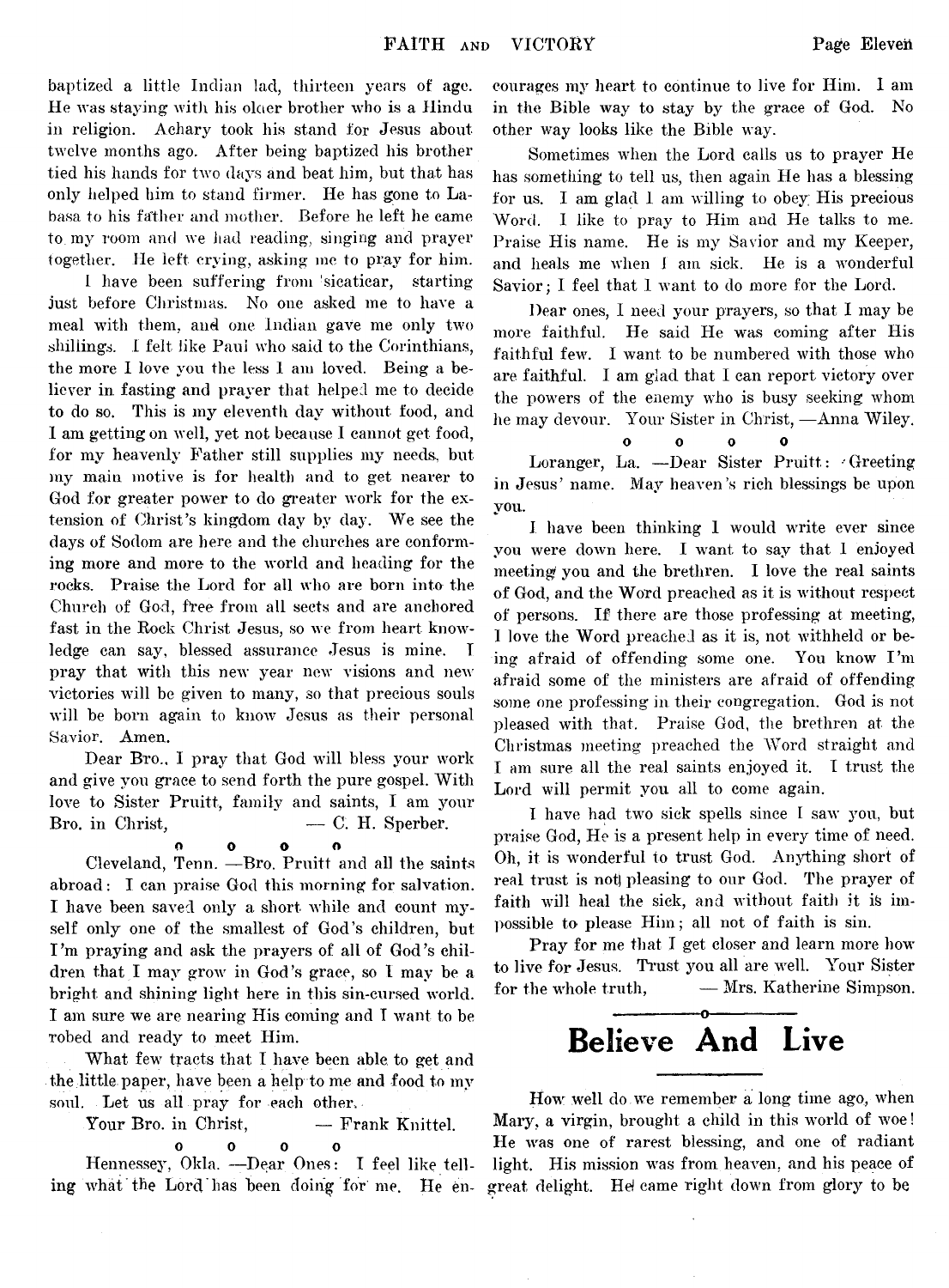baptized a little Indian lad, thirteen years of age. He was staying with his older brother who is a Hindu in religion. Achary took his stand for Jesus about twelve months ago. After being baptized his brother tied his hands for two days and beat him, but that has only helped him to stand firmer. He has gone to Labasa to his father and mother. Before he left he came to my room and we had reading, singing and prayer together. He left crying, asking me to pray for him.

I have been suffering from 'sicaticar, starting just before Christmas. No one asked me to have a meal with them, and one Indian gave me only two shillings. I felt like Paul who said to the Corinthians, the more I love you the less I am loved. Being a believer in fasting and prayer that helped me to decide to do so. This is my eleventh day without food, and I am getting on well, yet not because I cannot get food, for my heavenly Father still supplies my needs, but my main motive is for health and to get nearer to God for greater power to do greater work for the extension of Christ's kingdom day by day. We see the days of Sodom are here and the churches are conforming more and more to the world and heading for the rocks. Praise the Lord for all who are born into the Church of God, free from all sects and are anchored fast in the Rock Christ Jesus, so we from heart knowledge can say, blessed assurance Jesus is mine. I pray that with this new year new visions and new victories will be given to many, so that precious souls will be born again to know Jesus as their personal Savior. Amen.

Dear Bro., I pray that God will bless your work and give you grace to send forth the pure gospel. With love to Sister Pruitt, family and saints, I am your Bro. in Christ, — C. H. Sperber.

o o o o

Cleveland, Tenn. —Bro. Pruitt and all the saints abroad: I can praise God this morning for salvation. I have been saved only a short while and count myself only one of the smallest of God's children, but I'm praying and ask the prayers of all of God's children that I may grow in God's grace, so I may be a bright and shining light here in this sin-cursed world. I am sure we are nearing His coming and I want to be robed and ready to meet Him.

What few tracts that I have been able to get and the little paper, have been a help to me and food to my soul. Let us all pray for each other.

Your Bro. in Christ, — Frank Knittel.

o o o o

Hennessey, Okla. —Dear Ones: I feel like telling what the Lord has been doing for me. He encourages my heart to continue to live for Him. I am in the Bible way to stay by the grace of God. No other way looks like the Bible way.

Sometimes when the Lord calls us to prayer He has something to tell us, then again He has a blessing for us. I am glad I am willing to obey His precious Word. I like to pray to Him and He talks to me. Praise His name. He is my Savior and my Keeper, and heals me when I am sick. He is a wonderful Savior; I feel that I want to do more for the Lord.

Dear ones, I need your prayers, so that I may be more faithful. He said He was coming after His faithful few. I want to be numbered with those who are faithful. I am glad that I can report victory over the powers of the enemy who is busy seeking whom he may devour. Your Sister in Christ, —Anna Wiley.

o o o o

Loranger, La. —Dear Sister Pruitt: Greeting in Jesus' name. May heaven's rich blessings be upon you.

I have been thinking I would write ever since you were down here. I want to say that I enjoyed meeting you and the brethren. I love the real saints of God, and the Word preached as it is without respect of persons. If there are those professing at meeting, I love the Word preached as it is, not withheld or being afraid of offending some one. You know I'm afraid some of the ministers are afraid of offending some one professing in their congregation. God is not pleased with that. Praise God, the brethren at the Christmas meeting preached the Word straight and I am sure all the real saints enjoyed it. I trust the Lord will permit you all to come again.

I have had two sick spells since I saw you, but praise God, He is a present help in every time of need. Oh, it is wonderful to trust God. Anything short of real trust is not pleasing to our God. The prayer of faith will heal the sick, and without faith it is impossible to please Him; all not of faith is sin.

Pray for me that I get closer and learn more how to live for Jesus. Trust you all are well. Your Sister for the whole truth, — Mrs. Katherine Simpson.

# Believe And Live

How well do we remember a long time ago, when Mary, a virgin, brought a child in this world of woe! He was one of rarest blessing, and one of radiant light. His mission was from heaven, and his peace of great delight. He came right down from glory to be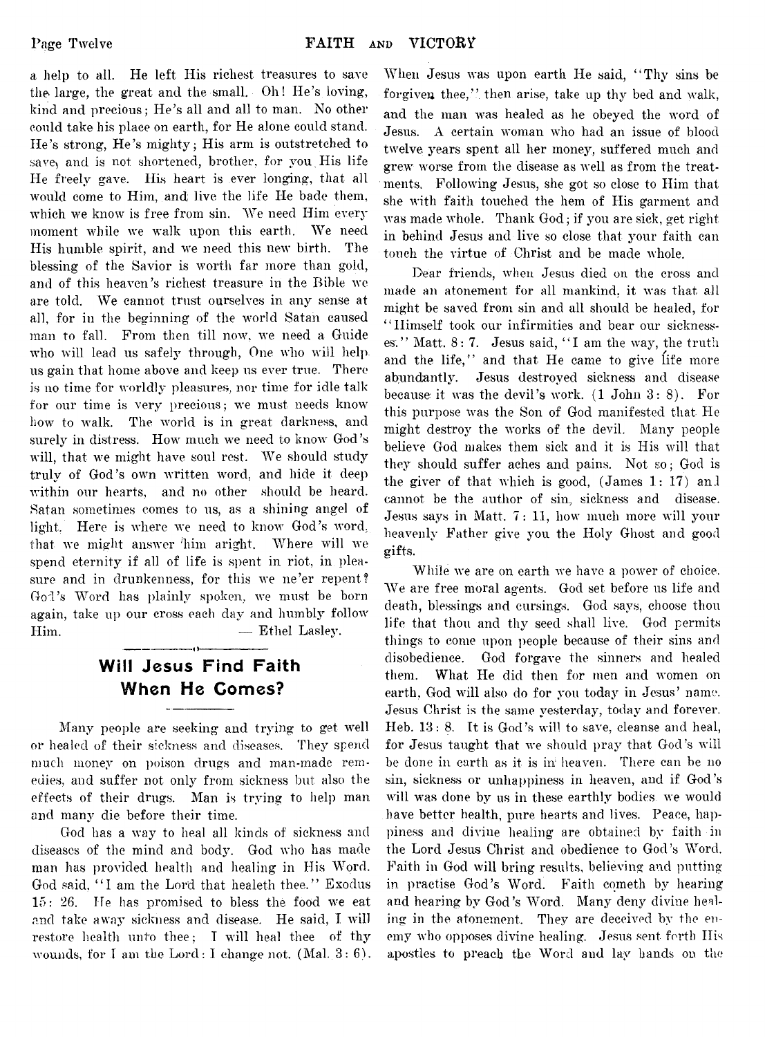a help to all. He left His richest treasures to save the large, the great and the small. Oh! He's loving, kind and precious; He's all and all to man. No other could take his place on earth, for He alone could stand. He's strong, He's mighty; His arm is outstretched to save, and is not shortened, brother, for you His life He freely gave. His heart is ever longing, that all would come to Him, and live the life He bade them, which we know is free from sin. We need Him every moment while we walk upon this earth. We need His humble spirit, and we need this new birth. The blessing of the Savior is worth far more than gold, and of this heaven's richest treasure in the Bible we are told. We cannot trust ourselves in any sense at all, for in the beginning of the world Satan caused man to fall. From then till now, we need a Guide who will lead us safely through, One who will help us gain that home above and keep us ever true. There is no time for worldly pleasures, nor time for idle talk for our time is very precious; we must needs know how to walk. The world is in great darkness, and surely in distress. How much we need to know God's will, that we might have soul rest. We should study truly of God's own written word, and hide it deep within our hearts, and no other should be heard. Satan sometimes comes to us, as a shining angel of light. Here is where we need to know God's word, that we might answer him aright. Where will we spend eternity if all of life is spent in riot, in pleasure and in drunkenness, for this we ne'er repent? God's Word has plainly spoken, we must be born again, take up our cross each day and humbly follow Him. — Ethel Lasley.

## Will Jesus Find Faith When He Comes?

Many people are seeking and trying to get well or healed of their sickness and diseases. They spend much money on poison drugs and man-made remedies, and suffer not only from sickness but also the effects of their drugs. Man is trying to help man and many die before their time.

God has a way to heal all kinds of sickness and diseases of the mind and body. God who has made man has provided health and healing in His Word. God said, "I am the Lord that healeth thee." Exodus 15: 26. He has promised to bless the food we eat and take away sickness and disease. He said, I will restore health unto thee; I will heal thee of thy wounds, for I am the Lord: I change not. (Mal. 3: 6). When Jesus was upon earth He said, "Thy sins be forgiven thee," then arise, take up thy bed and walk, and the man was healed as he obeyed the word of Jesus. A certain woman who had an issue of blood twelve years spent all her money, suffered much and grew worse from the disease as well as from the treatments. Following Jesus, she got so close to Him that she with faith touched the hem of His garment and was made whole. Thank God; if you are sick, get right in behind Jesus and live so close that your faith can touch the virtue of Christ and be made whole.

Dear friends, when Jesus died on the cross and made an atonement for all mankind, it was that all might be saved from sin and all should be healed, for "Himself took our infirmities and bear our sicknesses." Matt. 8: 7. Jesus said, "I am the way, the truth and the life," and that He came to give life more abundantly. Jesus destroyed sickness and disease because it was the devil's work. (1 John 3: 8). For this purpose was the Son of God manifested that He might destroy the works of the devil. Many people believe God makes them sick and it is His will that they should suffer aches and pains. Not so; God is the giver of that which is good, (James 1: 17) and cannot be the author of sin, sickness and disease. Jesus says in Matt. 7: 11, how much more will your heavenly Father give you the Holy Ghost and good gifts.

While we are on earth we have a power of choice. We are free moral agents. God set before us life and death, blessings and cursings. God says, choose thou life that thou and thy seed shall live. God permits things to come upon people because of their sins and disobedience. God forgave the sinners and healed them. What He did then for men and women on earth, God will also do for you today in Jesus' name. Jesus Christ is the same yesterday, today and forever. Heb. 13: 8. It is God's will to save, cleanse and heal, for Jesus taught that we should pray that God's will be done in earth as it is in heaven. There can be no sin, sickness or unhappiness in heaven, and if God's will was done by us in these earthly bodies we would have better health, pure hearts and lives. Peace, happiness and divine healing are obtained by faith in the Lord Jesus Christ and obedience to God's Word. Faith in God will bring results, believing and putting in practise God's Word. Faith cometh by hearing and hearing by God's Word. Many deny divine healing in the atonement. They are deceived by the enemy who opposes divine healing. Jesus sent forth His apostles to preach the Word and lay hands on the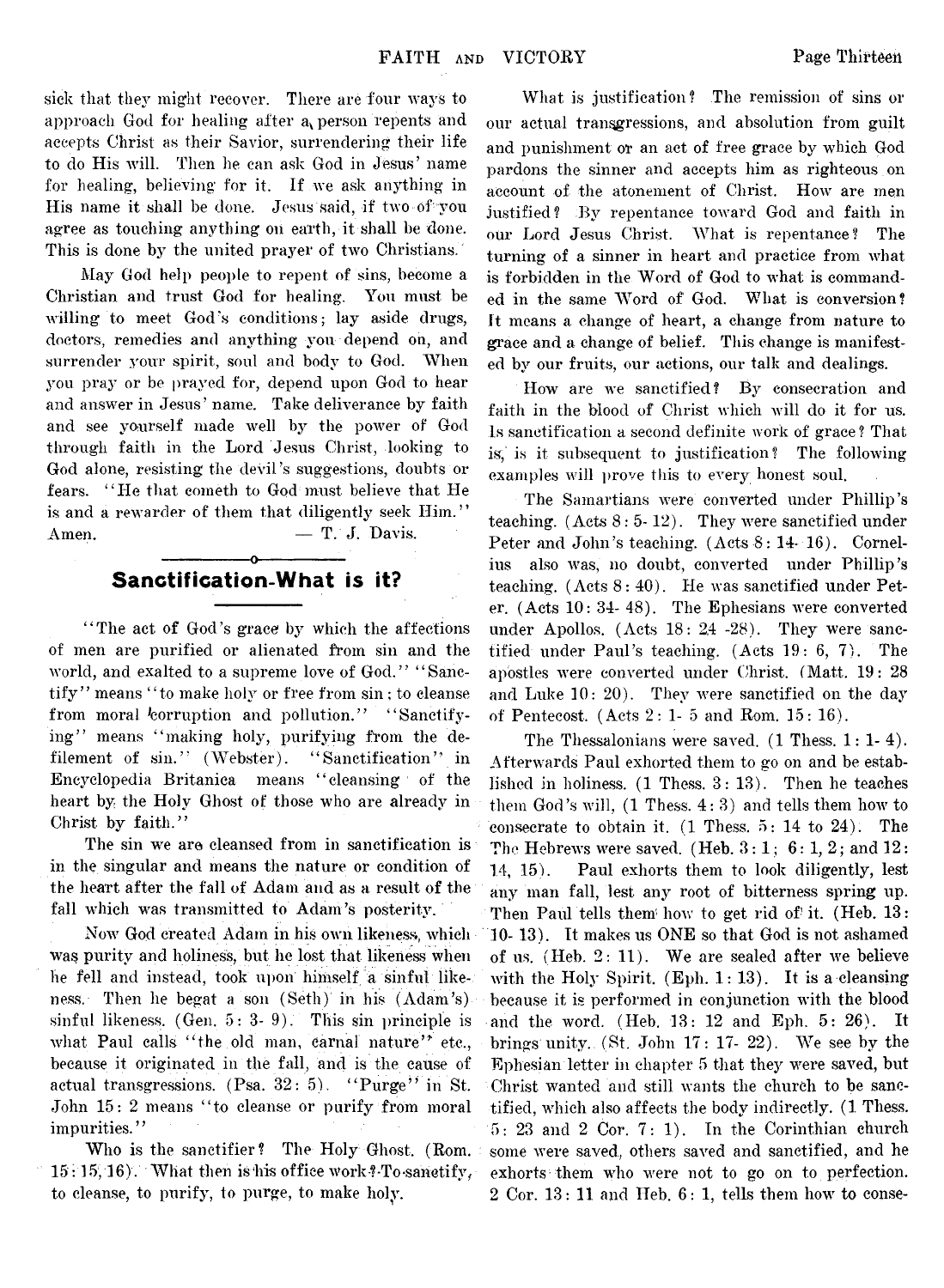sick that they might recover. There are four ways to approach God for healing after a person repents and accepts Christ as their Savior, surrendering their life to do His will. Then he can ask God in Jesus' name for healing, believing for it. If we ask anything in His name it shall be done. Jesus said, if two of you agree as touching anything on earth, it shall be done. This is done by the united prayer of two Christians.

May God help people to repent of sins, become a Christian and trust God for healing. You must be willing to meet God's conditions; lay aside drugs, doctors, remedies and anything you depend on, and surrender your spirit, soul and body to God. When you pray or be prayed for, depend upon God to hear and answer in Jesus' name. Take deliverance by faith and see yourself made well by the power of God through faith in the Lord Jesus Christ, looking to God alone, resisting the devil's suggestions, doubts or fears. "He that cometh to God must believe that He is and a rewarder of them that diligently seek Him." Amen. — T. J. Davis.

## Sanctification-What is it?

"The act of God's grace by which the affections of men are purified or alienated from sin and the world, and exalted to a supreme love of God." "Sanctify" means "to make holy or free from sin; to cleanse from moral corruption and pollution." "Sanctifying" means "making holy, purifying from the defilement of sin." (Webster). "Sanctification" in Encyclopedia Britanica means "cleansing of the heart by the Holy Ghost of those who are already in Christ by faith."

The sin we are cleansed from in sanctification is in the singular and means the nature or condition of the heart after the fall of Adam and as a result of the fall which was transmitted to Adam's posterity.

Now God created Adam in his own likeness, which was purity and holiness, but he lost that likeness when he fell and instead, took upon himself a sinful likeness. Then he begat a son (Seth) in his (Adam's) sinful likeness. (Gen. 5: 3- 9). This sin principle is what Paul calls "the old man, carnal nature" etc., because it originated in the fall, and is the cause of actual transgressions. (Psa. 32: 5). "Purge" in St. John 15: 2 means "to cleanse or purify from moral impurities."

Who is the sanctifier? The Holy Ghost. (Rom. 15: 15, 16). What then is his office work? To sanctify, to cleanse, to purify, to purge, to make holy.

What is justification? The remission of sins or our actual transgressions, and absolution from guilt and punishment or an act of free grace by which God pardons the sinner and accepts him as righteous on account of the atonement of Christ. How are men justified? By repentance toward God and faith in our Lord Jesus Christ. What is repentance? The turning of a sinner in heart and practice from what is forbidden in the Word of God to what is commanded in the same Word of God. What is conversion? It means a change of heart, a change from nature to grace and a change of belief. This change is manifested by our fruits, our actions, our talk and dealings.

How are we sanctified? By consecration and faith in the blood of Christ which will do it for us. Is sanctification a second definite work of grace? That is, is it subsequent to justification? The following examples will prove this to every honest soul.

The Samartians were converted under Phillip's teaching. (Acts 8: 5- 12). They were sanctified under Peter and John's teaching. (Acts 8: 14- 16). Cornelius also was, no doubt, converted under Phillip's teaching. (Acts 8: 40). He was sanctified under Peter. (Acts 10: 34- 48). The Ephesians were converted under Apollos. (Acts 18: 24 -28). They were sanctified under Paul's teaching. (Acts 19: 6, 7). The apostles were converted under Christ. (Matt. 19: 28 and Luke 10: 20). They were sanctified on the day of Pentecost. (Acts 2: 1- 5 and Rom. 15: 16).

The Thessalonians were saved. (1 Thess. 1: 1- 4). Afterwards Paul exhorted them to go on and be established in holiness. (1 Thess. 3: 13). Then he teaches them God's will, (1 Thess. 4: 3) and tells them how to consecrate to obtain it. (1 Thess. 5: 14 to 24). The Hebrews were saved. (Heb. 3: 1; 6: 1, 2; and 12: 14, 15). Paul exhorts them to look diligently, lest any man fall, lest any root of bitterness spring up. Then Paul tells them how to get rid of it. (Heb. 13: 10- 13). It makes us ONE so that God is not ashamed of us. (Heb. 2: 11). We are sealed after we believe with the Holy Spirit. (Eph. 1: 13). It is a cleansing because it is performed in conjunction with the blood and the word. (Heb. 13: 12 and Eph. 5: 26). It brings unity. (St. John 17: 17- 22). We see by the Ephesian letter in chapter 5 that they were saved, but Christ wanted and still wants the church to be sanctified, which also affects the body indirectly. (1 Thess. 5: 23 and 2 Cor. 7: 1). In the Corinthian church some were saved, others saved and sanctified, and he exhorts them who were not to go on to perfection. 2 Cor. 13: 11 and Heb. 6: 1, tells them how to conse-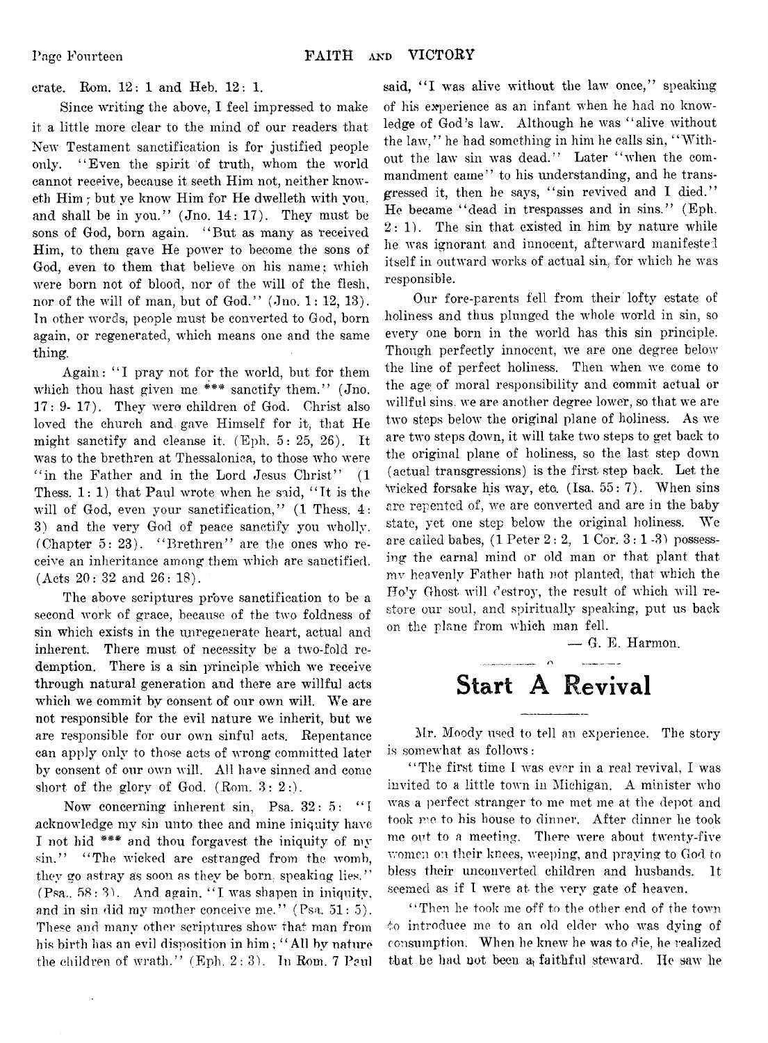crate. Rom. 12: 1 and Heb. 12: 1.

Since writing the above, I feel impressed to make it a little more clear to the mind of our readers that New Testament sanctification is for justified people only. "Even the spirit of truth, whom the world cannot receive, because it seeth Him not, neither knoweth Him; but ye know Him for He dwelleth with you, and shall be in you." (Jno. 14: 17). They must be sons of God, born again. "But as many as received Him, to them gave He power to become the sons of God, even to them that believe on his name; which were born not of blood, nor of the will of the flesh, nor of the will of man, but of God." (Jno. 1: 12, 13). In other words, people must be converted to God, born again, or regenerated, which means one and the same thing.

Again: "I pray not for the world, but for them which thou hast given me *** sanctify them." (Jno. 17: 9- 17). They were children of God. Christ also loved the church and gave Himself for it, that He might sanctify and cleanse it. (Eph. 5: 25, 26). It was to the brethren at Thessalonica, to those who were "in the Father and in the Lord Jesus Christ" (1 Thess. 1: 1) that Paul wrote when he said, "It is the will of God, even your sanctification," (1 Thess. 4: 3) and the very God of peace sanctify you wholly. (Chapter 5: 23). "Brethren" are the ones who receive an inheritance among them which are sanctified. (Acts 20: 32 and 26: 18).

The above scriptures prove sanctification to be a second work of grace, because of the two foldness of sin which exists in the unregenerate heart, actual and inherent. There must of necessity be a two-fold redemption. There is a sin principle which we receive through natural generation and there are willful acts which we commit by consent of our own will. We are not responsible for the evil nature we inherit, but we are responsible for our own sinful acts. Repentance can apply only to those acts of wrong committed later by consent of our own will. All have sinned and come short of the glory of God. (Rom. 3: 2:).

Now concerning inherent sin, Psa. 32: 5: "I acknowledge my sin unto thee and mine iniquity have I not hid *** and thou forgavest the iniquity of my sin." "The wicked are estranged from the womb, they go astray as soon as they be born, speaking lies." (Psa.. 58: 3). And again, "I was shapen in iniquity, and in sin did my mother conceive me." (Psa. 51: 5). These and many other scriptures show that man from his birth has an evil disposition in him; "All by nature the children of wrath." (Eph. 2: 3). In Rom. 7 Paul said, "I was alive without the law once," speaking of his experience as an infant when he had no knowledge of God's law. Although he was "alive without the law," he had something in him he calls sin, "Without the law sin was dead." Later "when the commandment came" to his understanding, and he transgressed it, then he says, "sin revived and I died." He became "dead in trespasses and in sins." (Eph. 2: 1). The sin that existed in him by nature while he was ignorant and innocent, afterward manifested itself in outward works of actual sin, for which he was responsible.

Our fore-parents fell from their lofty estate of holiness and thus plunged the whole world in sin, so every one born in the world has this sin principle. Though perfectly innocent, we are one degree below the line of perfect holiness. Then when we come to the age of moral responsibility and commit actual or willful sins, we are another degree lower, so that we are two steps below the original plane of holiness. As we are two steps down, it will take two steps to get back to the original plane of holiness, so the last step down (actual transgressions) is the first step back. Let the wicked forsake his way, etc. (Isa. 55: 7). When sins are repented of, we are converted and are in the baby state, yet one step below the original holiness. We are called babes, (1 Peter 2: 2, 1 Cor. 3: 1 -3) possessing the carnal mind or old man or that plant that my heavenly Father hath not planted, that which the Holy Ghost will destroy, the result of which will restore our soul, and spiritually speaking, put us back on the plane from which man fell.

— G. E. Harmon.

# Start A Revival

Mr. Moody used to tell an experience. The story is somewhat as follows:

"The first time I was ever in a real revival, I was invited to a little town in Michigan. A minister who was a perfect stranger to me met me at the depot and took me to his house to dinner. After dinner he took me out to a meeting. There were about twenty-five women on their knees, weeping, and praying to God to bless their unconverted children and husbands. It seemed as if I were at the very gate of heaven.

"Then he took me off to the other end of the town to introduce me to an old elder who was dying of consumption. When he knew he was to die, he realized that he had not been a faithful steward. He saw he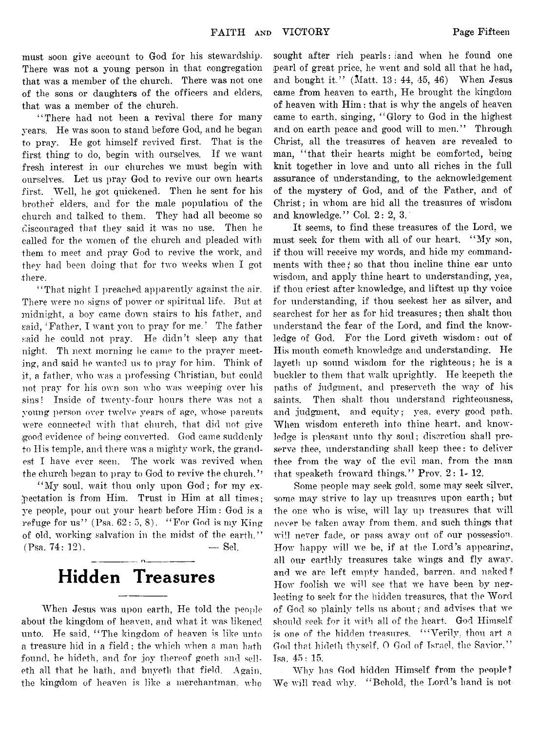must soon give account to God for his stewardship. There was not a young person in that congregation that was a member of the church. There was not one of the sons or daughters of the officers and elders, that was a member of the church.

"There had not been a revival there for many years. He was soon to stand before God, and he began to pray. He got himself revived first. That is the first thing to do, begin with ourselves. If we want fresh interest in our churches we must begin with ourselves. Let us pray God to revive our own hearts first. Well, he got quickened. Then he sent for his brother elders, and for the male population of the church and talked to them. They had all become so discouraged that they said it was no use. Then he called for the women of the church and pleaded with them to meet and pray God to revive the work, and they had been doing that for two weeks when I got there.

"That night I preached apparently against the air. There were no signs of power or spiritual life. But at midnight, a boy came down stairs to his father, and said, 'Father, I want you to pray for me.' The father said he could not pray. He didn't sleep any that night. Th next morning he came to the prayer meeting, and said he wanted us to pray for him. Think of it, a father, who was a professing Christian, but could not pray for his own son who was weeping over his sins! Inside of twenty-four hours there was not a young person over twelve years of age, whose parents were connected with that church, that did not give good evidence of being converted. God came suddenly to His temple, and there was a mighty work, the grandest I have ever seen. The work was revived when the church began to pray to God to revive the church."

"My soul, wait thou only upon God; for my expectation is from Him. Trust in Him at all times; ye people, pour out your heart before Him: God is a refuge for us" (Psa. 62: 5, 8). "For God is my King of old, working salvation in the midst of the earth." (Psa. 74: 12). — Sel.

# Hidden Treasures

When Jesus was upon earth, He told the people about the kingdom of heaven, and what it was likened unto. He said, "The kingdom of heaven is like unto a treasure hid in a field; the which when a man hath found, he hideth, and for joy thereof goeth and selleth all that he hath, and buyeth that field. Again, the kingdom of heaven is like a merchantman, who sought after rich pearls: and when he found one pearl of great price, he went and sold all that he had, and bought it." (Matt. 13: 44, 45, 46) When Jesus came from heaven to earth, He brought the kingdom of heaven with Him: that is why the angels of heaven came to earth, singing, "Glory to God in the highest and on earth peace and good will to men." Through Christ, all the treasures of heaven are revealed to man, "that their hearts might be comforted, being knit together in love and unto all riches in the full assurance of understanding, to the acknowledgement of the mystery of God, and of the Father, and of Christ; in whom are hid all the treasures of wisdom and knowledge." Col. 2: 2, 3.

It seems, to find these treasures of the Lord, we must seek for them with all of our heart. "My son, if thou will receive my words, and hide my commandments with thee; so that thou incline thine ear unto wisdom, and apply thine heart to understanding, yea, if thou criest after knowledge, and liftest up thy voice for understanding, if thou seekest her as silver, and searchest for her as for hid treasures; then shalt thou understand the fear of the Lord, and find the knowledge of God. For the Lord giveth wisdom: out of His mouth cometh knowledge and understanding. He layeth up sound wisdom for the righteous; he is a buckler to them that walk uprightly. He keepeth the paths of judgment, and preserveth the way of his saints. Then shalt thou understand righteousness, and judgment, and equity; yea, every good path. When wisdom entereth into thine heart, and knowledge is pleasant unto thy soul; discretion shall preserve thee, understanding shall keep thee: to deliver thee from the way of the evil man, from the man that speaketh froward things." Prov. 2: 1- 12.

Some people may seek gold, some may seek silver, some may strive to lay up treasures upon earth; but the one who is wise, will lay up treasures that will never be taken away from them, and such things that will never fade, or pass away out of our possession. How happy will we be, if at the Lord's appearing, all our earthly treasures take wings and fly away, and we are left empty handed, barren, and naked? How foolish we will see that we have been by neglecting to seek for the hidden treasures, that the Word of God so plainly tells us about; and advises that we should seek for it with all of the heart. God Himself is one of the hidden treasures. "Verily, thou art a God that hideth thyself, O God of Israel, the Savior." Isa. 45: 15.

Why has God hidden Himself from the people? We will read why. "Behold, the Lord's hand is not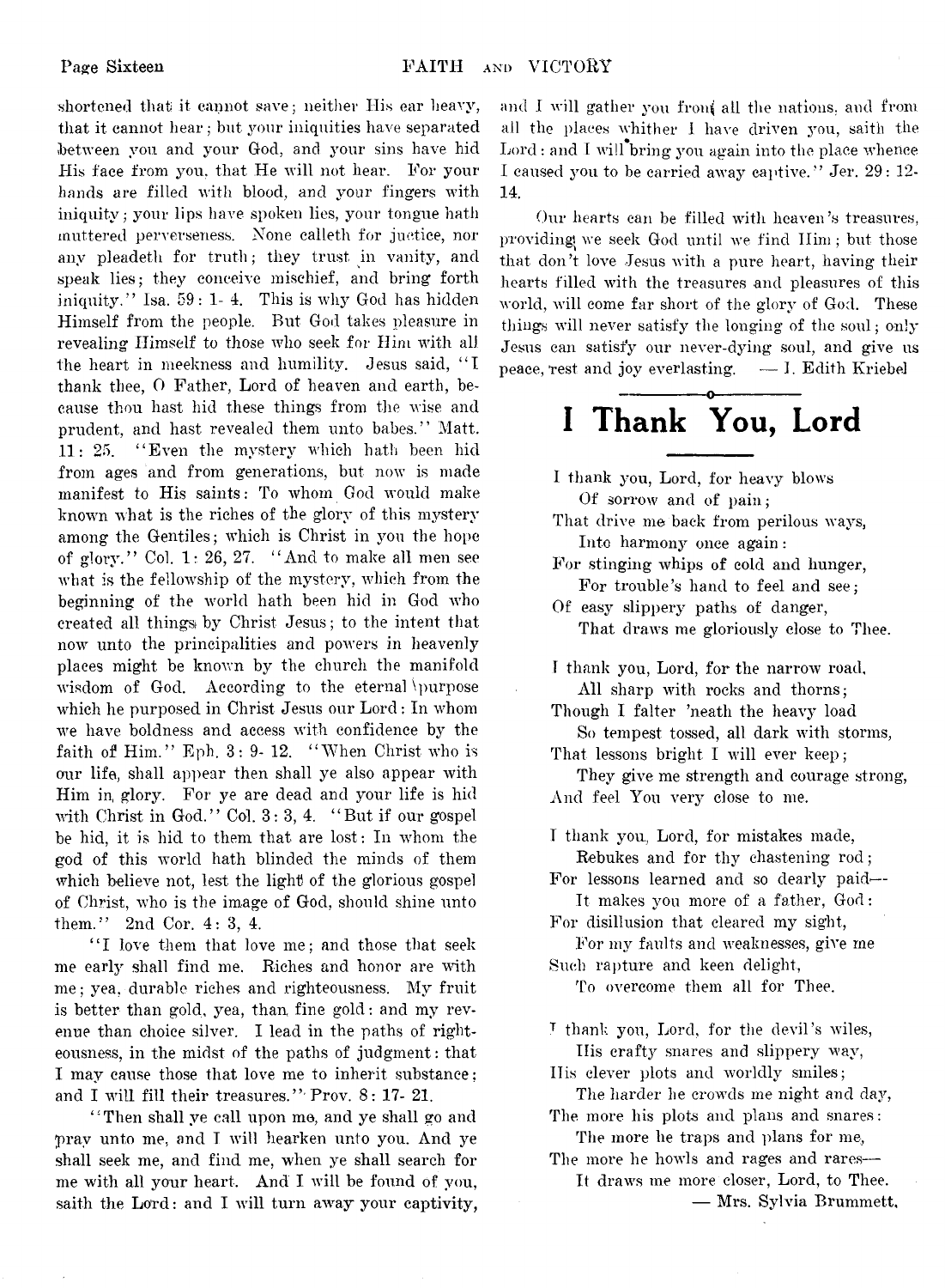shortened that it cannot save; neither His ear heavy, that it cannot hear; but your iniquities have separated between you and your God, and your sins have hid His face from you, that He will not hear. For your hands are filled with blood, and your fingers with iniquity; your lips have spoken lies, your tongue hath muttered perverseness. None calleth for justice, nor any pleadeth for truth; they trust in vanity, and speak lies; they conceive mischief, and bring forth iniquity." Isa. 59: 1- 4. This is why God has hidden Himself from the people. But God takes pleasure in revealing Himself to those who seek for Him with all the heart in meekness and humility. Jesus said, "I thank thee, O Father, Lord of heaven and earth, because thou hast hid these things from the wise and prudent, and hast revealed them unto babes." Matt. 11: 25. "Even the mystery which hath been hid from ages and from generations, but now is made manifest to His saints: To whom God would make known what is the riches of the glory of this mystery among the Gentiles; which is Christ in you the hope of glory." Col. 1: 26, 27. "And to make all men see what is the fellowship of the mystery, which from the beginning of the world hath been hid in God who created all things by Christ Jesus; to the intent that now unto the principalities and powers in heavenly places might be known by the church the manifold wisdom of God. According to the eternal purpose which he purposed in Christ Jesus our Lord: In whom we have boldness and access with confidence by the faith of Him." Eph. 3: 9- 12. "When Christ who is our life, shall appear then shall ye also appear with Him in glory. For ye are dead and your life is hid with Christ in God." Col. 3: 3, 4. "But if our gospel be hid, it is hid to them that are lost: In whom the god of this world hath blinded the minds of them which believe not, lest the light of the glorious gospel of Christ, who is the image of God, should shine unto them." 2nd Cor. 4: 3, 4.

"I love them that love me; and those that seek me early shall find me. Riches and honor are with me; yea, durable riches and righteousness. My fruit is better than gold, yea, than fine gold: and my revenue than choice silver. I lead in the paths of righteousness, in the midst of the paths of judgment: that I may cause those that love me to inherit substance; and I will fill their treasures." Prov. 8: 17- 21.

"Then shall ye call upon me, and ye shall go and pray unto me, and I will hearken unto you. And ye shall seek me, and find me, when ye shall search for me with all your heart. And I will be found of you, saith the Lord: and I will turn away your captivity, and I will gather you from all the nations, and from all the places whither I have driven you, saith the Lord: and I will bring you again into the place whence I caused you to be carried away captive." Jer. 29: 12- 14.

Our hearts can be filled with heaven's treasures, providing we seek God until we find Him; but those that don't love Jesus with a pure heart, having their hearts filled with the treasures and pleasures of this world, will come far short of the glory of God. These things will never satisfy the longing of the soul; only Jesus can satisfy our never-dying soul, and give us peace, rest and joy everlasting. — I. Edith Kriebel

# I Thank You, Lord

I thank you, Lord, for heavy blows
Of sorrow and of pain;
That drive me back from perilous ways,
Into harmony once again:
For stinging whips of cold and hunger,
For trouble's hand to feel and see;
Of easy slippery paths of danger,
That draws me gloriously close to Thee.

I thank you, Lord, for the narrow road,
All sharp with rocks and thorns;
Though I falter 'neath the heavy load
So tempest tossed, all dark with storms,
That lessons bright I will ever keep;
They give me strength and courage strong,
And feel You very close to me.

I thank you, Lord, for mistakes made,
Rebukes and for thy chastening rod;
For lessons learned and so dearly paid—
It makes you more of a father, God:
For disillusion that cleared my sight,
For my faults and weaknesses, give me
Such rapture and keen delight,
To overcome them all for Thee.

I thank you, Lord, for the devil's wiles,
His crafty snares and slippery way,
His clever plots and worldly smiles;
The harder he crowds me night and day,
The more his plots and plans and snares:
The more he traps and plans for me,
The more he howls and rages and rares—
It draws me more closer, Lord, to Thee.

— Mrs. Sylvia Brummett.